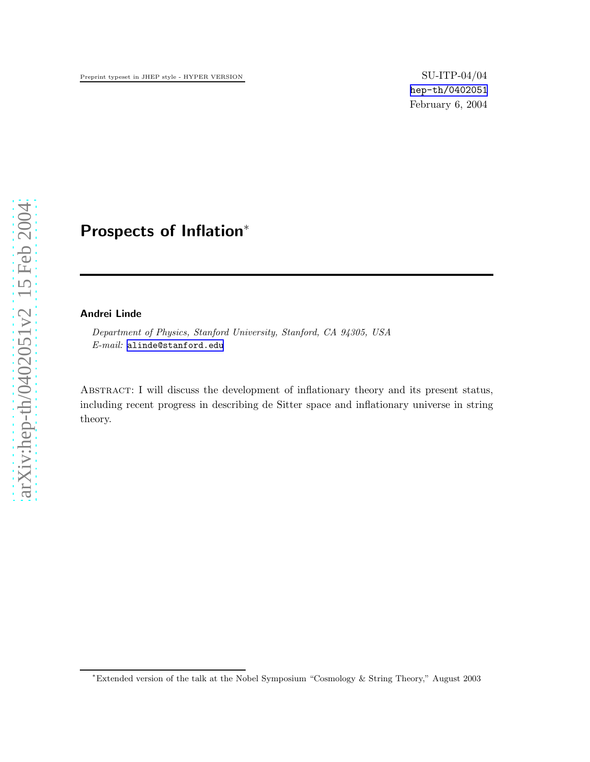Preprint typeset in JHEP style - HYPER VERSION

SU-ITP-04/04
hep-th/0402051
February 6, 2004

# Prospects of Inflation*

**Andrei Linde**

*Department of Physics, Stanford University, Stanford, CA 94305, USA*
*E-mail:* alinde@stanford.edu

Abstract: I will discuss the development of inflationary theory and its present status, including recent progress in describing de Sitter space and inflationary universe in string theory.

*Extended version of the talk at the Nobel Symposium "Cosmology & String Theory," August 2003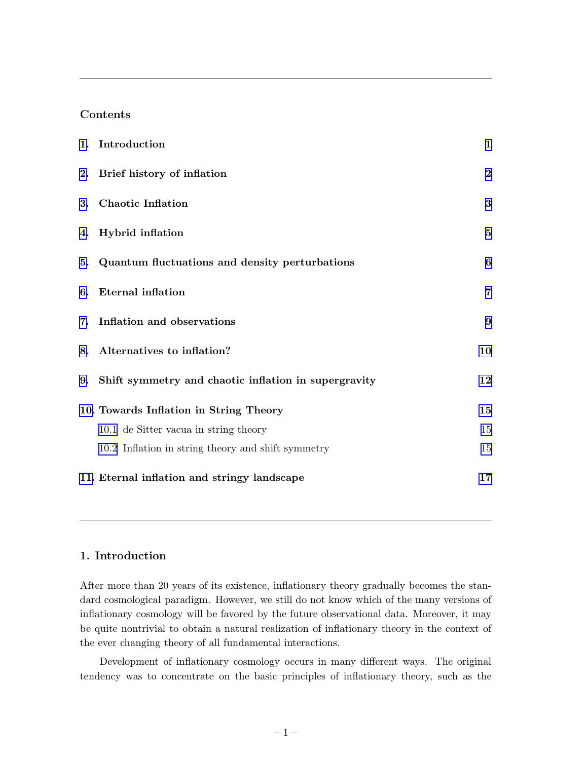## Contents

1. Introduction — 1
2. Brief history of inflation — 2
3. Chaotic Inflation — 3
4. Hybrid inflation — 5
5. Quantum fluctuations and density perturbations — 6
6. Eternal inflation — 7
7. Inflation and observations — 9
8. Alternatives to inflation? — 10
9. Shift symmetry and chaotic inflation in supergravity — 12
10. Towards Inflation in String Theory — 15
    - 10.1 de Sitter vacua in string theory — 15
    - 10.2 Inflation in string theory and shift symmetry — 15
11. Eternal inflation and stringy landscape — 17

## 1. Introduction

After more than 20 years of its existence, inflationary theory gradually becomes the standard cosmological paradigm. However, we still do not know which of the many versions of inflationary cosmology will be favored by the future observational data. Moreover, it may be quite nontrivial to obtain a natural realization of inflationary theory in the context of the ever changing theory of all fundamental interactions.

Development of inflationary cosmology occurs in many different ways. The original tendency was to concentrate on the basic principles of inflationary theory, such as the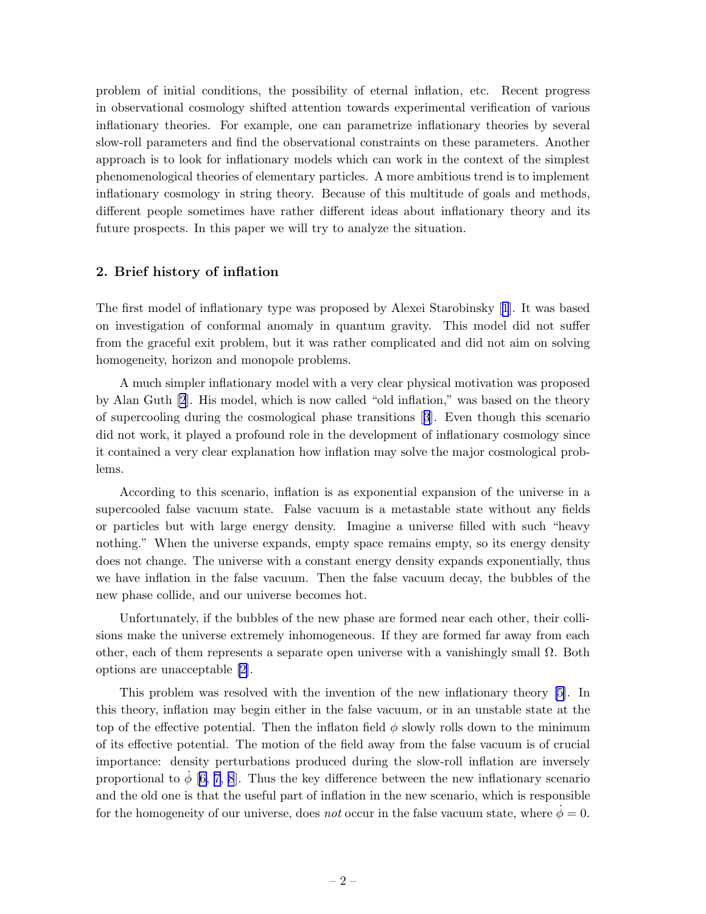problem of initial conditions, the possibility of eternal inflation, etc. Recent progress in observational cosmology shifted attention towards experimental verification of various inflationary theories. For example, one can parametrize inflationary theories by several slow-roll parameters and find the observational constraints on these parameters. Another approach is to look for inflationary models which can work in the context of the simplest phenomenological theories of elementary particles. A more ambitious trend is to implement inflationary cosmology in string theory. Because of this multitude of goals and methods, different people sometimes have rather different ideas about inflationary theory and its future prospects. In this paper we will try to analyze the situation.

## 2. Brief history of inflation

The first model of inflationary type was proposed by Alexei Starobinsky [1]. It was based on investigation of conformal anomaly in quantum gravity. This model did not suffer from the graceful exit problem, but it was rather complicated and did not aim on solving homogeneity, horizon and monopole problems.

A much simpler inflationary model with a very clear physical motivation was proposed by Alan Guth [2]. His model, which is now called "old inflation," was based on the theory of supercooling during the cosmological phase transitions [3]. Even though this scenario did not work, it played a profound role in the development of inflationary cosmology since it contained a very clear explanation how inflation may solve the major cosmological problems.

According to this scenario, inflation is as exponential expansion of the universe in a supercooled false vacuum state. False vacuum is a metastable state without any fields or particles but with large energy density. Imagine a universe filled with such "heavy nothing." When the universe expands, empty space remains empty, so its energy density does not change. The universe with a constant energy density expands exponentially, thus we have inflation in the false vacuum. Then the false vacuum decay, the bubbles of the new phase collide, and our universe becomes hot.

Unfortunately, if the bubbles of the new phase are formed near each other, their collisions make the universe extremely inhomogeneous. If they are formed far away from each other, each of them represents a separate open universe with a vanishingly small $\Omega$. Both options are unacceptable [2].

This problem was resolved with the invention of the new inflationary theory [5]. In this theory, inflation may begin either in the false vacuum, or in an unstable state at the top of the effective potential. Then the inflaton field $\phi$ slowly rolls down to the minimum of its effective potential. The motion of the field away from the false vacuum is of crucial importance: density perturbations produced during the slow-roll inflation are inversely proportional to $\dot{\phi}$ [6, 7, 8]. Thus the key difference between the new inflationary scenario and the old one is that the useful part of inflation in the new scenario, which is responsible for the homogeneity of our universe, does *not* occur in the false vacuum state, where $\dot{\phi} = 0$.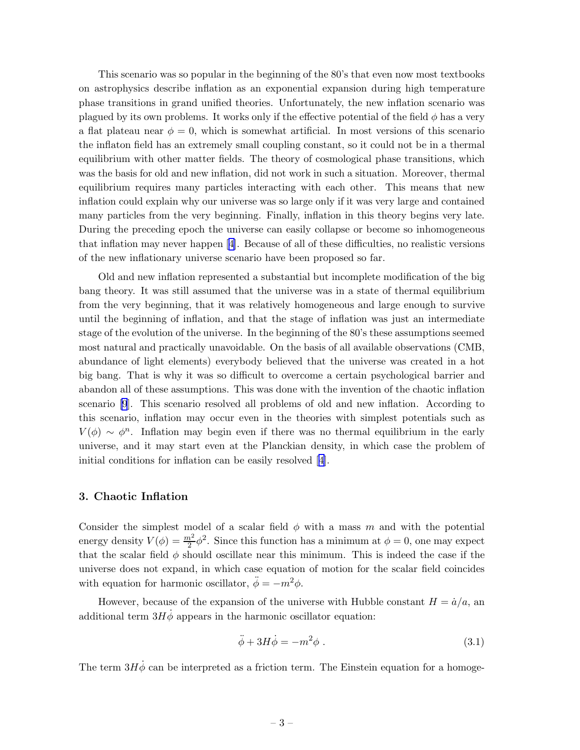This scenario was so popular in the beginning of the 80's that even now most textbooks on astrophysics describe inflation as an exponential expansion during high temperature phase transitions in grand unified theories. Unfortunately, the new inflation scenario was plagued by its own problems. It works only if the effective potential of the field $\phi$ has a very a flat plateau near $\phi = 0$, which is somewhat artificial. In most versions of this scenario the inflaton field has an extremely small coupling constant, so it could not be in a thermal equilibrium with other matter fields. The theory of cosmological phase transitions, which was the basis for old and new inflation, did not work in such a situation. Moreover, thermal equilibrium requires many particles interacting with each other. This means that new inflation could explain why our universe was so large only if it was very large and contained many particles from the very beginning. Finally, inflation in this theory begins very late. During the preceding epoch the universe can easily collapse or become so inhomogeneous that inflation may never happen [4]. Because of all of these difficulties, no realistic versions of the new inflationary universe scenario have been proposed so far.

Old and new inflation represented a substantial but incomplete modification of the big bang theory. It was still assumed that the universe was in a state of thermal equilibrium from the very beginning, that it was relatively homogeneous and large enough to survive until the beginning of inflation, and that the stage of inflation was just an intermediate stage of the evolution of the universe. In the beginning of the 80's these assumptions seemed most natural and practically unavoidable. On the basis of all available observations (CMB, abundance of light elements) everybody believed that the universe was created in a hot big bang. That is why it was so difficult to overcome a certain psychological barrier and abandon all of these assumptions. This was done with the invention of the chaotic inflation scenario [9]. This scenario resolved all problems of old and new inflation. According to this scenario, inflation may occur even in the theories with simplest potentials such as $V(\phi) \sim \phi^n$. Inflation may begin even if there was no thermal equilibrium in the early universe, and it may start even at the Planckian density, in which case the problem of initial conditions for inflation can be easily resolved [4].

## 3. Chaotic Inflation

Consider the simplest model of a scalar field $\phi$ with a mass $m$ and with the potential energy density $V(\phi) = \frac{m^2}{2}\phi^2$. Since this function has a minimum at $\phi = 0$, one may expect that the scalar field $\phi$ should oscillate near this minimum. This is indeed the case if the universe does not expand, in which case equation of motion for the scalar field coincides with equation for harmonic oscillator, $\ddot{\phi} = -m^2\phi$.

However, because of the expansion of the universe with Hubble constant $H = \dot{a}/a$, an additional term $3H\dot{\phi}$ appears in the harmonic oscillator equation:

$$\ddot{\phi} + 3H\dot{\phi} = -m^2\phi \ . \tag{3.1}$$

The term $3H\dot{\phi}$ can be interpreted as a friction term. The Einstein equation for a homoge-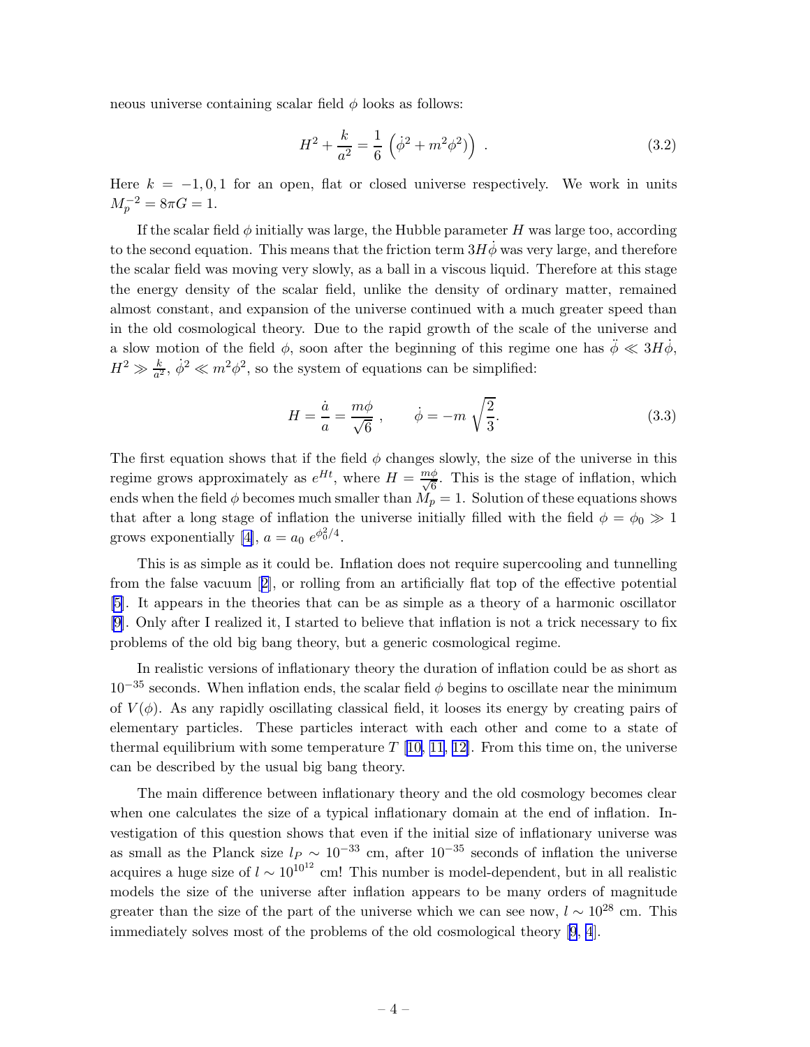neous universe containing scalar field $\phi$ looks as follows:

$$H^2 + \frac{k}{a^2} = \frac{1}{6}\left(\dot{\phi}^2 + m^2\phi^2\right) \ . \tag{3.2}$$

Here $k = -1, 0, 1$ for an open, flat or closed universe respectively. We work in units $M_p^{-2} = 8\pi G = 1$.

If the scalar field $\phi$ initially was large, the Hubble parameter $H$ was large too, according to the second equation. This means that the friction term $3H\dot{\phi}$ was very large, and therefore the scalar field was moving very slowly, as a ball in a viscous liquid. Therefore at this stage the energy density of the scalar field, unlike the density of ordinary matter, remained almost constant, and expansion of the universe continued with a much greater speed than in the old cosmological theory. Due to the rapid growth of the scale of the universe and a slow motion of the field $\phi$, soon after the beginning of this regime one has $\ddot{\phi} \ll 3H\dot{\phi}$, $H^2 \gg \frac{k}{a^2}$, $\dot{\phi}^2 \ll m^2\phi^2$, so the system of equations can be simplified:

$$H = \frac{\dot{a}}{a} = \frac{m\phi}{\sqrt{6}} \ , \qquad \dot{\phi} = -m\,\sqrt{\frac{2}{3}}. \tag{3.3}$$

The first equation shows that if the field $\phi$ changes slowly, the size of the universe in this regime grows approximately as $e^{Ht}$, where $H = \frac{m\phi}{\sqrt{6}}$. This is the stage of inflation, which ends when the field $\phi$ becomes much smaller than $M_p = 1$. Solution of these equations shows that after a long stage of inflation the universe initially filled with the field $\phi = \phi_0 \gg 1$ grows exponentially [4], $a = a_0\, e^{\phi_0^2/4}$.

This is as simple as it could be. Inflation does not require supercooling and tunnelling from the false vacuum [2], or rolling from an artificially flat top of the effective potential [5]. It appears in the theories that can be as simple as a theory of a harmonic oscillator [9]. Only after I realized it, I started to believe that inflation is not a trick necessary to fix problems of the old big bang theory, but a generic cosmological regime.

In realistic versions of inflationary theory the duration of inflation could be as short as $10^{-35}$ seconds. When inflation ends, the scalar field $\phi$ begins to oscillate near the minimum of $V(\phi)$. As any rapidly oscillating classical field, it looses its energy by creating pairs of elementary particles. These particles interact with each other and come to a state of thermal equilibrium with some temperature $T$ [10, 11, 12]. From this time on, the universe can be described by the usual big bang theory.

The main difference between inflationary theory and the old cosmology becomes clear when one calculates the size of a typical inflationary domain at the end of inflation. Investigation of this question shows that even if the initial size of inflationary universe was as small as the Planck size $l_P \sim 10^{-33}$ cm, after $10^{-35}$ seconds of inflation the universe acquires a huge size of $l \sim 10^{10^{12}}$ cm! This number is model-dependent, but in all realistic models the size of the universe after inflation appears to be many orders of magnitude greater than the size of the part of the universe which we can see now, $l \sim 10^{28}$ cm. This immediately solves most of the problems of the old cosmological theory [9, 4].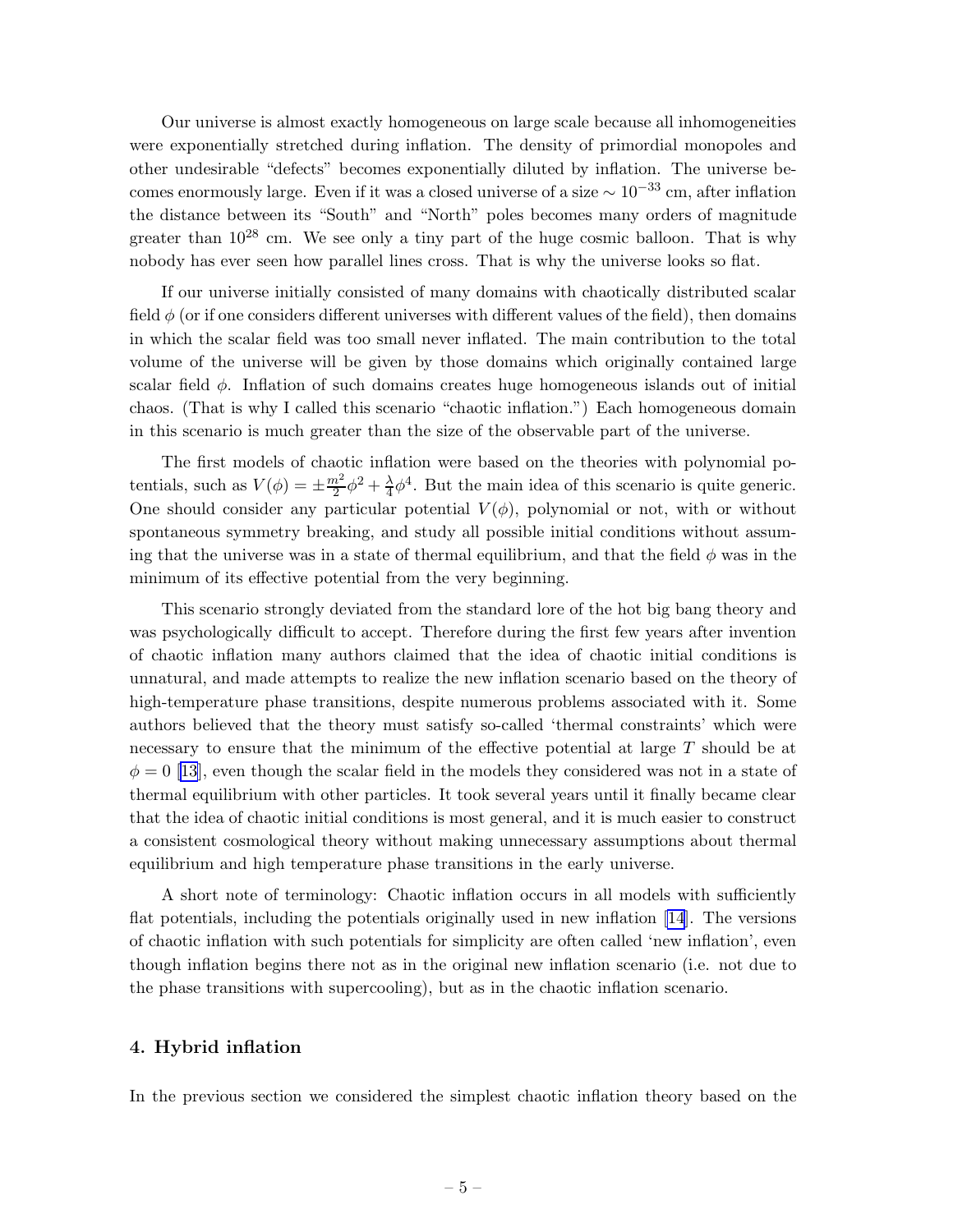Our universe is almost exactly homogeneous on large scale because all inhomogeneities were exponentially stretched during inflation. The density of primordial monopoles and other undesirable "defects" becomes exponentially diluted by inflation. The universe becomes enormously large. Even if it was a closed universe of a size $\sim 10^{-33}$ cm, after inflation the distance between its "South" and "North" poles becomes many orders of magnitude greater than $10^{28}$ cm. We see only a tiny part of the huge cosmic balloon. That is why nobody has ever seen how parallel lines cross. That is why the universe looks so flat.

If our universe initially consisted of many domains with chaotically distributed scalar field $\phi$ (or if one considers different universes with different values of the field), then domains in which the scalar field was too small never inflated. The main contribution to the total volume of the universe will be given by those domains which originally contained large scalar field $\phi$. Inflation of such domains creates huge homogeneous islands out of initial chaos. (That is why I called this scenario "chaotic inflation.") Each homogeneous domain in this scenario is much greater than the size of the observable part of the universe.

The first models of chaotic inflation were based on the theories with polynomial potentials, such as $V(\phi) = \pm\frac{m^2}{2}\phi^2 + \frac{\lambda}{4}\phi^4$. But the main idea of this scenario is quite generic. One should consider any particular potential $V(\phi)$, polynomial or not, with or without spontaneous symmetry breaking, and study all possible initial conditions without assuming that the universe was in a state of thermal equilibrium, and that the field $\phi$ was in the minimum of its effective potential from the very beginning.

This scenario strongly deviated from the standard lore of the hot big bang theory and was psychologically difficult to accept. Therefore during the first few years after invention of chaotic inflation many authors claimed that the idea of chaotic initial conditions is unnatural, and made attempts to realize the new inflation scenario based on the theory of high-temperature phase transitions, despite numerous problems associated with it. Some authors believed that the theory must satisfy so-called 'thermal constraints' which were necessary to ensure that the minimum of the effective potential at large $T$ should be at $\phi = 0$ [13], even though the scalar field in the models they considered was not in a state of thermal equilibrium with other particles. It took several years until it finally became clear that the idea of chaotic initial conditions is most general, and it is much easier to construct a consistent cosmological theory without making unnecessary assumptions about thermal equilibrium and high temperature phase transitions in the early universe.

A short note of terminology: Chaotic inflation occurs in all models with sufficiently flat potentials, including the potentials originally used in new inflation [14]. The versions of chaotic inflation with such potentials for simplicity are often called 'new inflation', even though inflation begins there not as in the original new inflation scenario (i.e. not due to the phase transitions with supercooling), but as in the chaotic inflation scenario.

## 4. Hybrid inflation

In the previous section we considered the simplest chaotic inflation theory based on the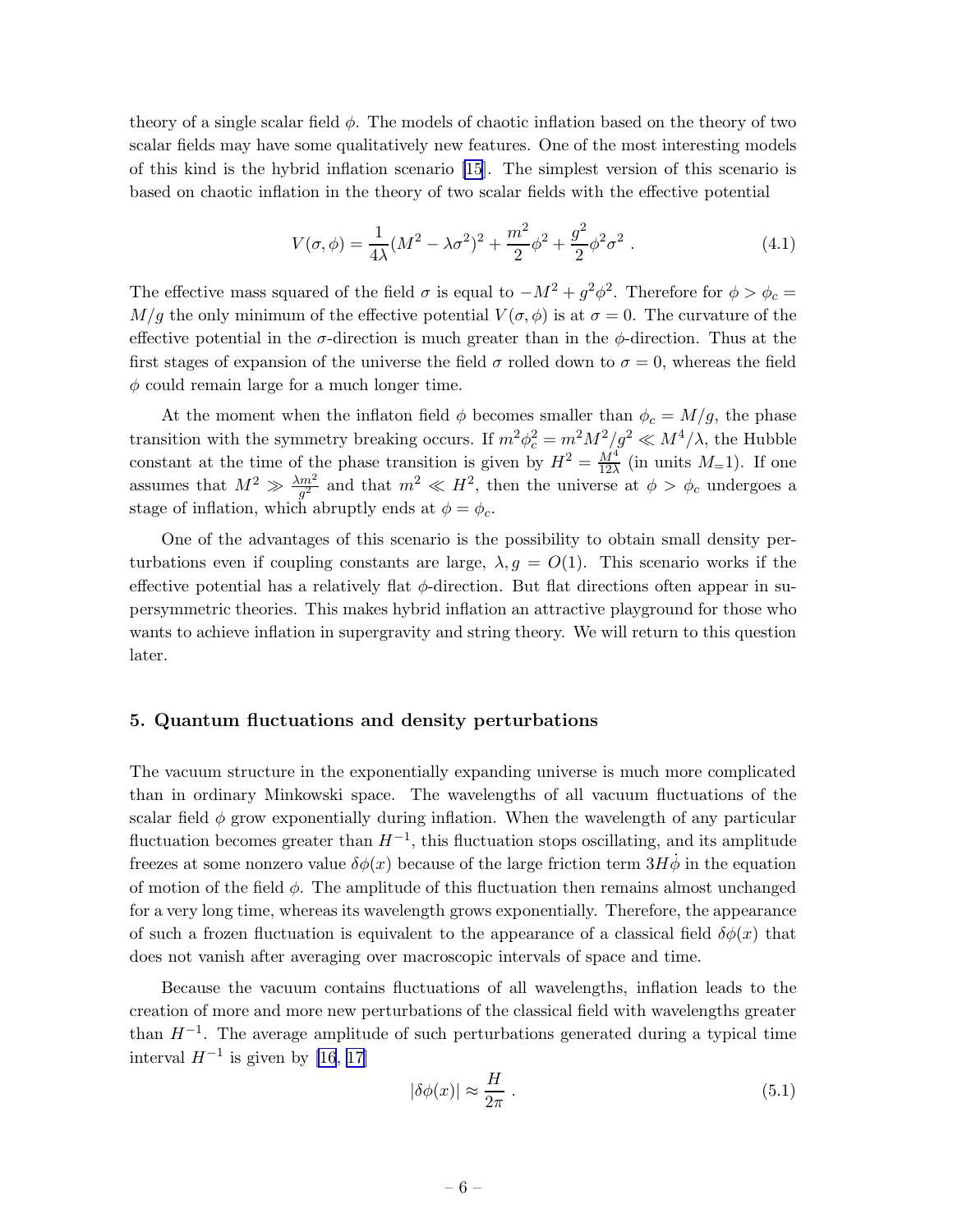theory of a single scalar field $\phi$. The models of chaotic inflation based on the theory of two scalar fields may have some qualitatively new features. One of the most interesting models of this kind is the hybrid inflation scenario [15]. The simplest version of this scenario is based on chaotic inflation in the theory of two scalar fields with the effective potential

$$V(\sigma, \phi) = \frac{1}{4\lambda}(M^2 - \lambda\sigma^2)^2 + \frac{m^2}{2}\phi^2 + \frac{g^2}{2}\phi^2\sigma^2 \ . \tag{4.1}$$

The effective mass squared of the field $\sigma$ is equal to $-M^2 + g^2\phi^2$. Therefore for $\phi > \phi_c = M/g$ the only minimum of the effective potential $V(\sigma, \phi)$ is at $\sigma = 0$. The curvature of the effective potential in the $\sigma$-direction is much greater than in the $\phi$-direction. Thus at the first stages of expansion of the universe the field $\sigma$ rolled down to $\sigma = 0$, whereas the field $\phi$ could remain large for a much longer time.

At the moment when the inflaton field $\phi$ becomes smaller than $\phi_c = M/g$, the phase transition with the symmetry breaking occurs. If $m^2\phi_c^2 = m^2M^2/g^2 \ll M^4/\lambda$, the Hubble constant at the time of the phase transition is given by $H^2 = \frac{M^4}{12\lambda}$ (in units $M_=1$). If one assumes that $M^2 \gg \frac{\lambda m^2}{g^2}$ and that $m^2 \ll H^2$, then the universe at $\phi > \phi_c$ undergoes a stage of inflation, which abruptly ends at $\phi = \phi_c$.

One of the advantages of this scenario is the possibility to obtain small density perturbations even if coupling constants are large, $\lambda, g = O(1)$. This scenario works if the effective potential has a relatively flat $\phi$-direction. But flat directions often appear in supersymmetric theories. This makes hybrid inflation an attractive playground for those who wants to achieve inflation in supergravity and string theory. We will return to this question later.

## 5. Quantum fluctuations and density perturbations

The vacuum structure in the exponentially expanding universe is much more complicated than in ordinary Minkowski space. The wavelengths of all vacuum fluctuations of the scalar field $\phi$ grow exponentially during inflation. When the wavelength of any particular fluctuation becomes greater than $H^{-1}$, this fluctuation stops oscillating, and its amplitude freezes at some nonzero value $\delta\phi(x)$ because of the large friction term $3H\dot{\phi}$ in the equation of motion of the field $\phi$. The amplitude of this fluctuation then remains almost unchanged for a very long time, whereas its wavelength grows exponentially. Therefore, the appearance of such a frozen fluctuation is equivalent to the appearance of a classical field $\delta\phi(x)$ that does not vanish after averaging over macroscopic intervals of space and time.

Because the vacuum contains fluctuations of all wavelengths, inflation leads to the creation of more and more new perturbations of the classical field with wavelengths greater than $H^{-1}$. The average amplitude of such perturbations generated during a typical time interval $H^{-1}$ is given by [16, 17]

$$|\delta\phi(x)| \approx \frac{H}{2\pi} \ . \tag{5.1}$$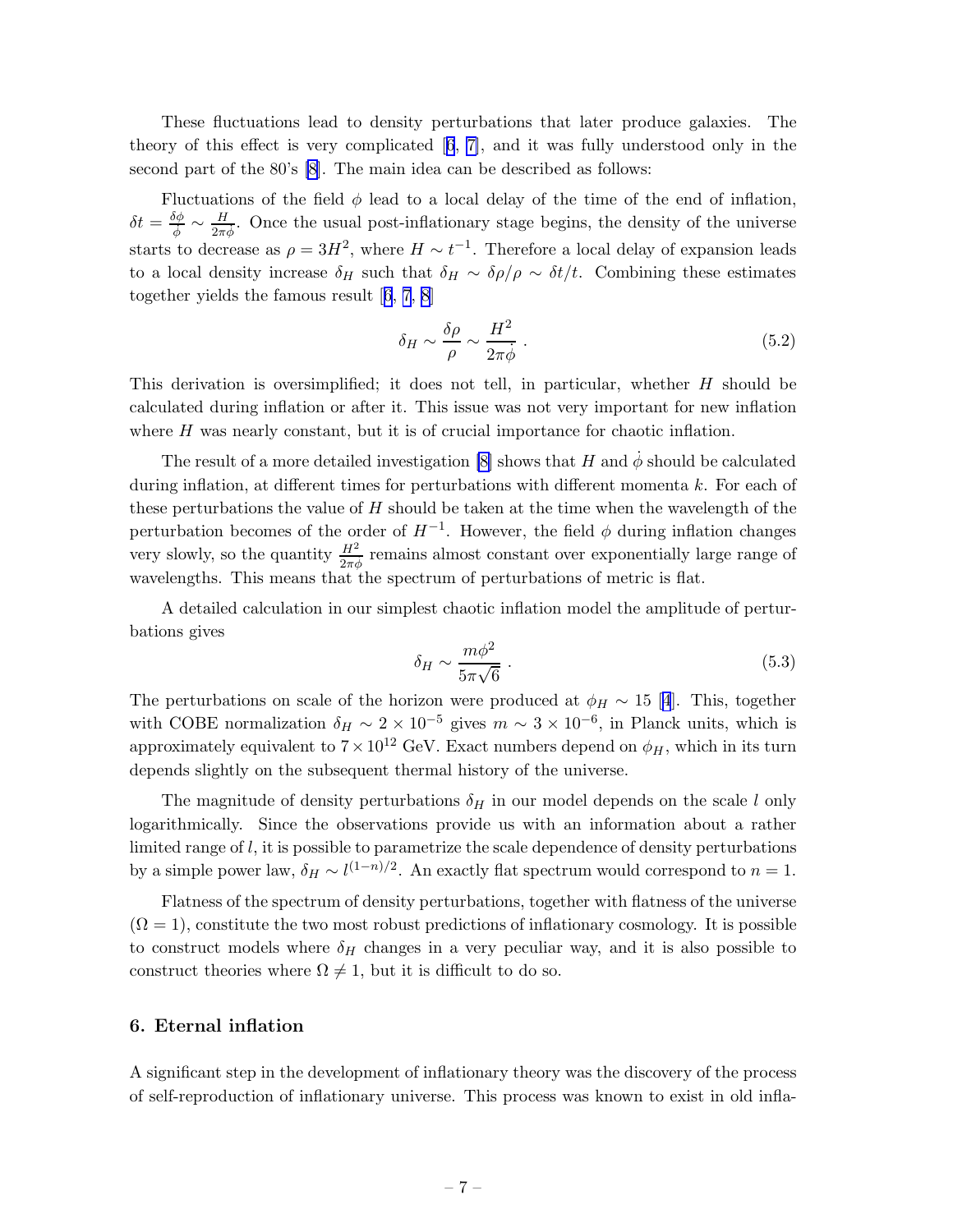These fluctuations lead to density perturbations that later produce galaxies. The theory of this effect is very complicated [6, 7], and it was fully understood only in the second part of the 80's [8]. The main idea can be described as follows:

Fluctuations of the field $\phi$ lead to a local delay of the time of the end of inflation, $\delta t = \frac{\delta\phi}{\dot\phi} \sim \frac{H}{2\pi\dot\phi}$. Once the usual post-inflationary stage begins, the density of the universe starts to decrease as $\rho = 3H^2$, where $H \sim t^{-1}$. Therefore a local delay of expansion leads to a local density increase $\delta_H$ such that $\delta_H \sim \delta\rho/\rho \sim \delta t/t$. Combining these estimates together yields the famous result [6, 7, 8]

$$\delta_H \sim \frac{\delta\rho}{\rho} \sim \frac{H^2}{2\pi\dot\phi} . \tag{5.2}$$

This derivation is oversimplified; it does not tell, in particular, whether $H$ should be calculated during inflation or after it. This issue was not very important for new inflation where $H$ was nearly constant, but it is of crucial importance for chaotic inflation.

The result of a more detailed investigation [8] shows that $H$ and $\dot\phi$ should be calculated during inflation, at different times for perturbations with different momenta $k$. For each of these perturbations the value of $H$ should be taken at the time when the wavelength of the perturbation becomes of the order of $H^{-1}$. However, the field $\phi$ during inflation changes very slowly, so the quantity $\frac{H^2}{2\pi\dot\phi}$ remains almost constant over exponentially large range of wavelengths. This means that the spectrum of perturbations of metric is flat.

A detailed calculation in our simplest chaotic inflation model the amplitude of perturbations gives

$$\delta_H \sim \frac{m\phi^2}{5\pi\sqrt{6}} . \tag{5.3}$$

The perturbations on scale of the horizon were produced at $\phi_H \sim 15$ [4]. This, together with COBE normalization $\delta_H \sim 2 \times 10^{-5}$ gives $m \sim 3 \times 10^{-6}$, in Planck units, which is approximately equivalent to $7 \times 10^{12}$ GeV. Exact numbers depend on $\phi_H$, which in its turn depends slightly on the subsequent thermal history of the universe.

The magnitude of density perturbations $\delta_H$ in our model depends on the scale $l$ only logarithmically. Since the observations provide us with an information about a rather limited range of $l$, it is possible to parametrize the scale dependence of density perturbations by a simple power law, $\delta_H \sim l^{(1-n)/2}$. An exactly flat spectrum would correspond to $n = 1$.

Flatness of the spectrum of density perturbations, together with flatness of the universe ($\Omega = 1$), constitute the two most robust predictions of inflationary cosmology. It is possible to construct models where $\delta_H$ changes in a very peculiar way, and it is also possible to construct theories where $\Omega \neq 1$, but it is difficult to do so.

## 6. Eternal inflation

A significant step in the development of inflationary theory was the discovery of the process of self-reproduction of inflationary universe. This process was known to exist in old infla-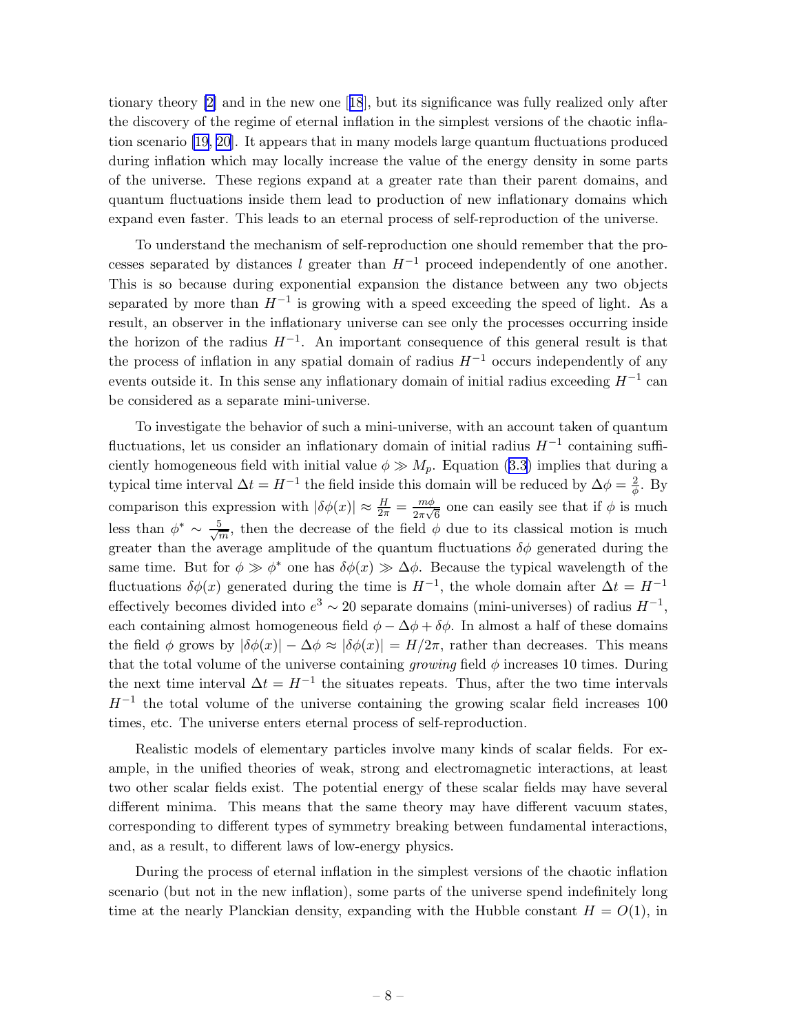tionary theory [2] and in the new one [18], but its significance was fully realized only after the discovery of the regime of eternal inflation in the simplest versions of the chaotic inflation scenario [19, 20]. It appears that in many models large quantum fluctuations produced during inflation which may locally increase the value of the energy density in some parts of the universe. These regions expand at a greater rate than their parent domains, and quantum fluctuations inside them lead to production of new inflationary domains which expand even faster. This leads to an eternal process of self-reproduction of the universe.

To understand the mechanism of self-reproduction one should remember that the processes separated by distances $l$ greater than $H^{-1}$ proceed independently of one another. This is so because during exponential expansion the distance between any two objects separated by more than $H^{-1}$ is growing with a speed exceeding the speed of light. As a result, an observer in the inflationary universe can see only the processes occurring inside the horizon of the radius $H^{-1}$. An important consequence of this general result is that the process of inflation in any spatial domain of radius $H^{-1}$ occurs independently of any events outside it. In this sense any inflationary domain of initial radius exceeding $H^{-1}$ can be considered as a separate mini-universe.

To investigate the behavior of such a mini-universe, with an account taken of quantum fluctuations, let us consider an inflationary domain of initial radius $H^{-1}$ containing sufficiently homogeneous field with initial value $\phi \gg M_p$. Equation (3.3) implies that during a typical time interval $\Delta t = H^{-1}$ the field inside this domain will be reduced by $\Delta\phi = \frac{2}{\phi}$. By comparison this expression with $|\delta\phi(x)| \approx \frac{H}{2\pi} = \frac{m\phi}{2\pi\sqrt{6}}$ one can easily see that if $\phi$ is much less than $\phi^* \sim \frac{5}{\sqrt{m}}$, then the decrease of the field $\phi$ due to its classical motion is much greater than the average amplitude of the quantum fluctuations $\delta\phi$ generated during the same time. But for $\phi \gg \phi^*$ one has $\delta\phi(x) \gg \Delta\phi$. Because the typical wavelength of the fluctuations $\delta\phi(x)$ generated during the time is $H^{-1}$, the whole domain after $\Delta t = H^{-1}$ effectively becomes divided into $e^3 \sim 20$ separate domains (mini-universes) of radius $H^{-1}$, each containing almost homogeneous field $\phi - \Delta\phi + \delta\phi$. In almost a half of these domains the field $\phi$ grows by $|\delta\phi(x)| - \Delta\phi \approx |\delta\phi(x)| = H/2\pi$, rather than decreases. This means that the total volume of the universe containing *growing* field $\phi$ increases 10 times. During the next time interval $\Delta t = H^{-1}$ the situates repeats. Thus, after the two time intervals $H^{-1}$ the total volume of the universe containing the growing scalar field increases 100 times, etc. The universe enters eternal process of self-reproduction.

Realistic models of elementary particles involve many kinds of scalar fields. For example, in the unified theories of weak, strong and electromagnetic interactions, at least two other scalar fields exist. The potential energy of these scalar fields may have several different minima. This means that the same theory may have different vacuum states, corresponding to different types of symmetry breaking between fundamental interactions, and, as a result, to different laws of low-energy physics.

During the process of eternal inflation in the simplest versions of the chaotic inflation scenario (but not in the new inflation), some parts of the universe spend indefinitely long time at the nearly Planckian density, expanding with the Hubble constant $H = O(1)$, in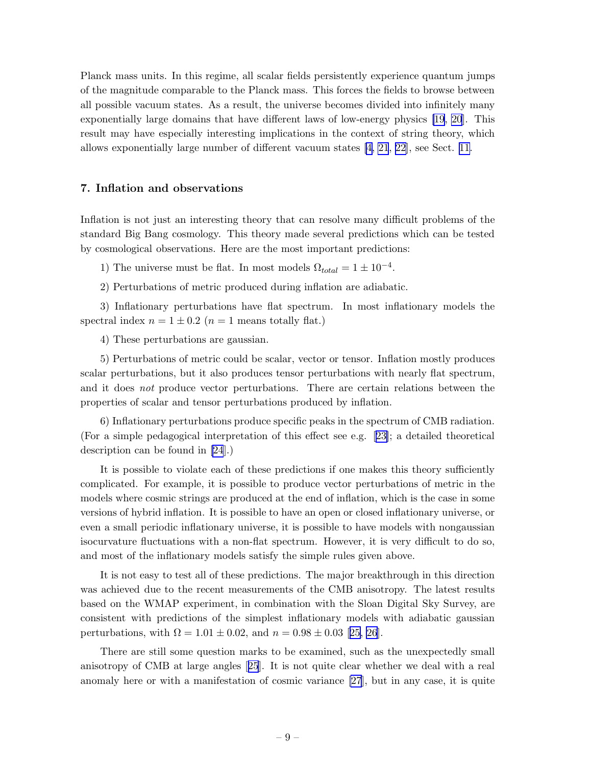Planck mass units. In this regime, all scalar fields persistently experience quantum jumps of the magnitude comparable to the Planck mass. This forces the fields to browse between all possible vacuum states. As a result, the universe becomes divided into infinitely many exponentially large domains that have different laws of low-energy physics [19, 20]. This result may have especially interesting implications in the context of string theory, which allows exponentially large number of different vacuum states [4, 21, 22], see Sect. 11.

## 7. Inflation and observations

Inflation is not just an interesting theory that can resolve many difficult problems of the standard Big Bang cosmology. This theory made several predictions which can be tested by cosmological observations. Here are the most important predictions:

1) The universe must be flat. In most models $\Omega_{total} = 1 \pm 10^{-4}$.

2) Perturbations of metric produced during inflation are adiabatic.

3) Inflationary perturbations have flat spectrum. In most inflationary models the spectral index $n = 1 \pm 0.2$ ($n = 1$ means totally flat.)

4) These perturbations are gaussian.

5) Perturbations of metric could be scalar, vector or tensor. Inflation mostly produces scalar perturbations, but it also produces tensor perturbations with nearly flat spectrum, and it does *not* produce vector perturbations. There are certain relations between the properties of scalar and tensor perturbations produced by inflation.

6) Inflationary perturbations produce specific peaks in the spectrum of CMB radiation. (For a simple pedagogical interpretation of this effect see e.g. [23]; a detailed theoretical description can be found in [24].)

It is possible to violate each of these predictions if one makes this theory sufficiently complicated. For example, it is possible to produce vector perturbations of metric in the models where cosmic strings are produced at the end of inflation, which is the case in some versions of hybrid inflation. It is possible to have an open or closed inflationary universe, or even a small periodic inflationary universe, it is possible to have models with nongaussian isocurvature fluctuations with a non-flat spectrum. However, it is very difficult to do so, and most of the inflationary models satisfy the simple rules given above.

It is not easy to test all of these predictions. The major breakthrough in this direction was achieved due to the recent measurements of the CMB anisotropy. The latest results based on the WMAP experiment, in combination with the Sloan Digital Sky Survey, are consistent with predictions of the simplest inflationary models with adiabatic gaussian perturbations, with $\Omega = 1.01 \pm 0.02$, and $n = 0.98 \pm 0.03$ [25, 26].

There are still some question marks to be examined, such as the unexpectedly small anisotropy of CMB at large angles [25]. It is not quite clear whether we deal with a real anomaly here or with a manifestation of cosmic variance [27], but in any case, it is quite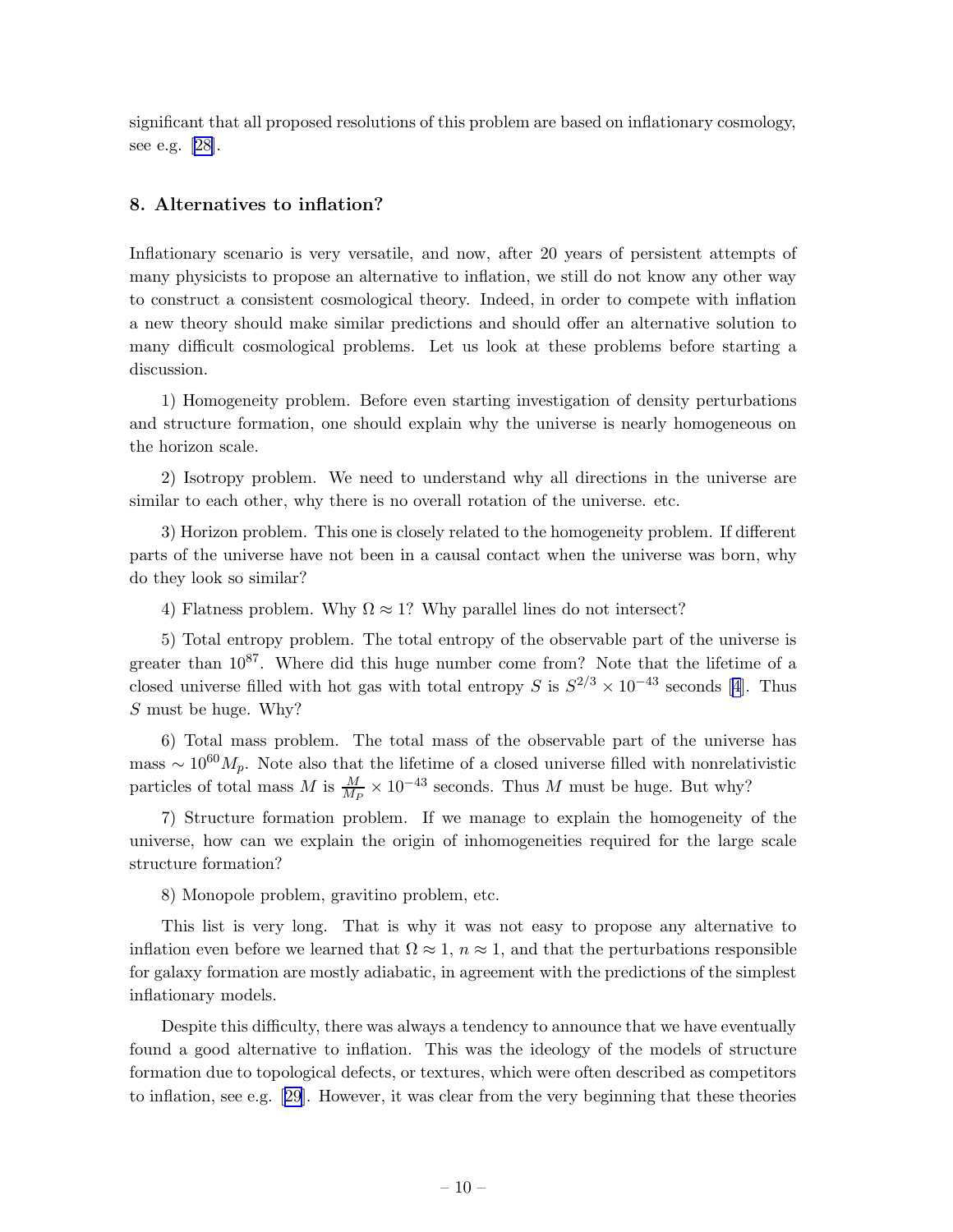significant that all proposed resolutions of this problem are based on inflationary cosmology, see e.g. [28].

## 8. Alternatives to inflation?

Inflationary scenario is very versatile, and now, after 20 years of persistent attempts of many physicists to propose an alternative to inflation, we still do not know any other way to construct a consistent cosmological theory. Indeed, in order to compete with inflation a new theory should make similar predictions and should offer an alternative solution to many difficult cosmological problems. Let us look at these problems before starting a discussion.

1) Homogeneity problem. Before even starting investigation of density perturbations and structure formation, one should explain why the universe is nearly homogeneous on the horizon scale.

2) Isotropy problem. We need to understand why all directions in the universe are similar to each other, why there is no overall rotation of the universe. etc.

3) Horizon problem. This one is closely related to the homogeneity problem. If different parts of the universe have not been in a causal contact when the universe was born, why do they look so similar?

4) Flatness problem. Why $\Omega \approx 1$? Why parallel lines do not intersect?

5) Total entropy problem. The total entropy of the observable part of the universe is greater than $10^{87}$. Where did this huge number come from? Note that the lifetime of a closed universe filled with hot gas with total entropy $S$ is $S^{2/3} \times 10^{-43}$ seconds [4]. Thus $S$ must be huge. Why?

6) Total mass problem. The total mass of the observable part of the universe has mass $\sim 10^{60} M_p$. Note also that the lifetime of a closed universe filled with nonrelativistic particles of total mass $M$ is $\frac{M}{M_P} \times 10^{-43}$ seconds. Thus $M$ must be huge. But why?

7) Structure formation problem. If we manage to explain the homogeneity of the universe, how can we explain the origin of inhomogeneities required for the large scale structure formation?

8) Monopole problem, gravitino problem, etc.

This list is very long. That is why it was not easy to propose any alternative to inflation even before we learned that $\Omega \approx 1$, $n \approx 1$, and that the perturbations responsible for galaxy formation are mostly adiabatic, in agreement with the predictions of the simplest inflationary models.

Despite this difficulty, there was always a tendency to announce that we have eventually found a good alternative to inflation. This was the ideology of the models of structure formation due to topological defects, or textures, which were often described as competitors to inflation, see e.g. [29]. However, it was clear from the very beginning that these theories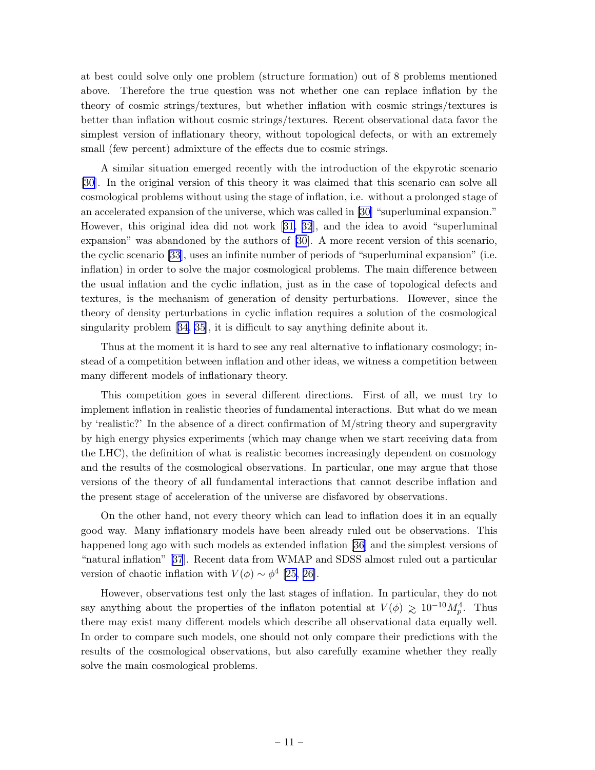at best could solve only one problem (structure formation) out of 8 problems mentioned above. Therefore the true question was not whether one can replace inflation by the theory of cosmic strings/textures, but whether inflation with cosmic strings/textures is better than inflation without cosmic strings/textures. Recent observational data favor the simplest version of inflationary theory, without topological defects, or with an extremely small (few percent) admixture of the effects due to cosmic strings.

A similar situation emerged recently with the introduction of the ekpyrotic scenario [30]. In the original version of this theory it was claimed that this scenario can solve all cosmological problems without using the stage of inflation, i.e. without a prolonged stage of an accelerated expansion of the universe, which was called in [30] "superluminal expansion." However, this original idea did not work [31, 32], and the idea to avoid "superluminal expansion" was abandoned by the authors of [30]. A more recent version of this scenario, the cyclic scenario [33], uses an infinite number of periods of "superluminal expansion" (i.e. inflation) in order to solve the major cosmological problems. The main difference between the usual inflation and the cyclic inflation, just as in the case of topological defects and textures, is the mechanism of generation of density perturbations. However, since the theory of density perturbations in cyclic inflation requires a solution of the cosmological singularity problem [34, 35], it is difficult to say anything definite about it.

Thus at the moment it is hard to see any real alternative to inflationary cosmology; instead of a competition between inflation and other ideas, we witness a competition between many different models of inflationary theory.

This competition goes in several different directions. First of all, we must try to implement inflation in realistic theories of fundamental interactions. But what do we mean by 'realistic?' In the absence of a direct confirmation of M/string theory and supergravity by high energy physics experiments (which may change when we start receiving data from the LHC), the definition of what is realistic becomes increasingly dependent on cosmology and the results of the cosmological observations. In particular, one may argue that those versions of the theory of all fundamental interactions that cannot describe inflation and the present stage of acceleration of the universe are disfavored by observations.

On the other hand, not every theory which can lead to inflation does it in an equally good way. Many inflationary models have been already ruled out be observations. This happened long ago with such models as extended inflation [36] and the simplest versions of "natural inflation" [37]. Recent data from WMAP and SDSS almost ruled out a particular version of chaotic inflation with $V(\phi) \sim \phi^4$ [25, 26].

However, observations test only the last stages of inflation. In particular, they do not say anything about the properties of the inflaton potential at $V(\phi) \gtrsim 10^{-10} M_p^4$. Thus there may exist many different models which describe all observational data equally well. In order to compare such models, one should not only compare their predictions with the results of the cosmological observations, but also carefully examine whether they really solve the main cosmological problems.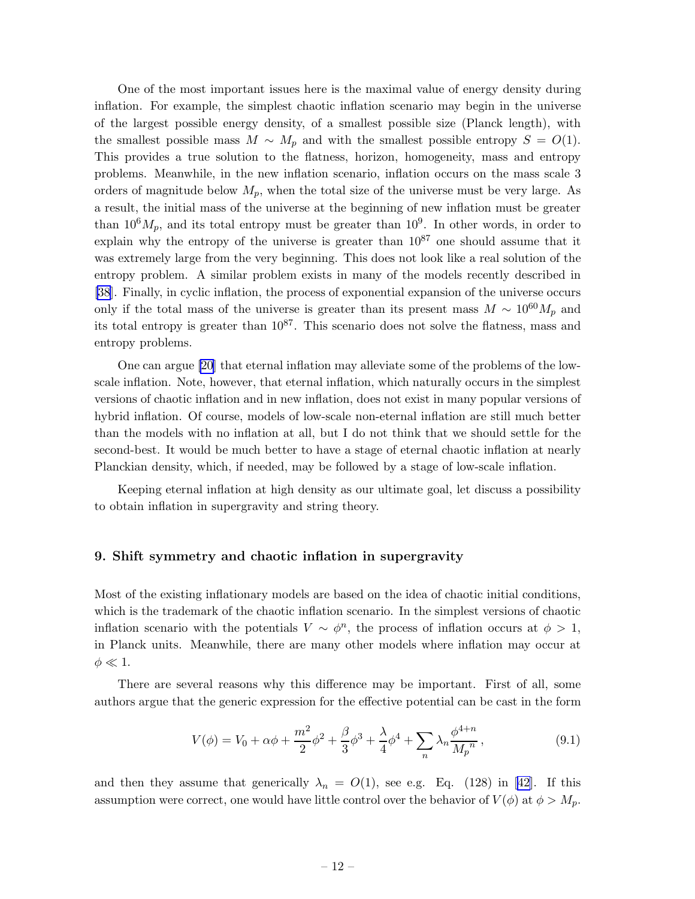One of the most important issues here is the maximal value of energy density during inflation. For example, the simplest chaotic inflation scenario may begin in the universe of the largest possible energy density, of a smallest possible size (Planck length), with the smallest possible mass $M \sim M_p$ and with the smallest possible entropy $S = O(1)$. This provides a true solution to the flatness, horizon, homogeneity, mass and entropy problems. Meanwhile, in the new inflation scenario, inflation occurs on the mass scale 3 orders of magnitude below $M_p$, when the total size of the universe must be very large. As a result, the initial mass of the universe at the beginning of new inflation must be greater than $10^6 M_p$, and its total entropy must be greater than $10^9$. In other words, in order to explain why the entropy of the universe is greater than $10^{87}$ one should assume that it was extremely large from the very beginning. This does not look like a real solution of the entropy problem. A similar problem exists in many of the models recently described in [38]. Finally, in cyclic inflation, the process of exponential expansion of the universe occurs only if the total mass of the universe is greater than its present mass $M \sim 10^{60} M_p$ and its total entropy is greater than $10^{87}$. This scenario does not solve the flatness, mass and entropy problems.

One can argue [20] that eternal inflation may alleviate some of the problems of the low-scale inflation. Note, however, that eternal inflation, which naturally occurs in the simplest versions of chaotic inflation and in new inflation, does not exist in many popular versions of hybrid inflation. Of course, models of low-scale non-eternal inflation are still much better than the models with no inflation at all, but I do not think that we should settle for the second-best. It would be much better to have a stage of eternal chaotic inflation at nearly Planckian density, which, if needed, may be followed by a stage of low-scale inflation.

Keeping eternal inflation at high density as our ultimate goal, let discuss a possibility to obtain inflation in supergravity and string theory.

## 9. Shift symmetry and chaotic inflation in supergravity

Most of the existing inflationary models are based on the idea of chaotic initial conditions, which is the trademark of the chaotic inflation scenario. In the simplest versions of chaotic inflation scenario with the potentials $V \sim \phi^n$, the process of inflation occurs at $\phi > 1$, in Planck units. Meanwhile, there are many other models where inflation may occur at $\phi \ll 1$.

There are several reasons why this difference may be important. First of all, some authors argue that the generic expression for the effective potential can be cast in the form

$$V(\phi) = V_0 + \alpha\phi + \frac{m^2}{2}\phi^2 + \frac{\beta}{3}\phi^3 + \frac{\lambda}{4}\phi^4 + \sum_n \lambda_n \frac{\phi^{4+n}}{{M_p}^n}\,, \tag{9.1}$$

and then they assume that generically $\lambda_n = O(1)$, see e.g. Eq. (128) in [42]. If this assumption were correct, one would have little control over the behavior of $V(\phi)$ at $\phi > M_p$.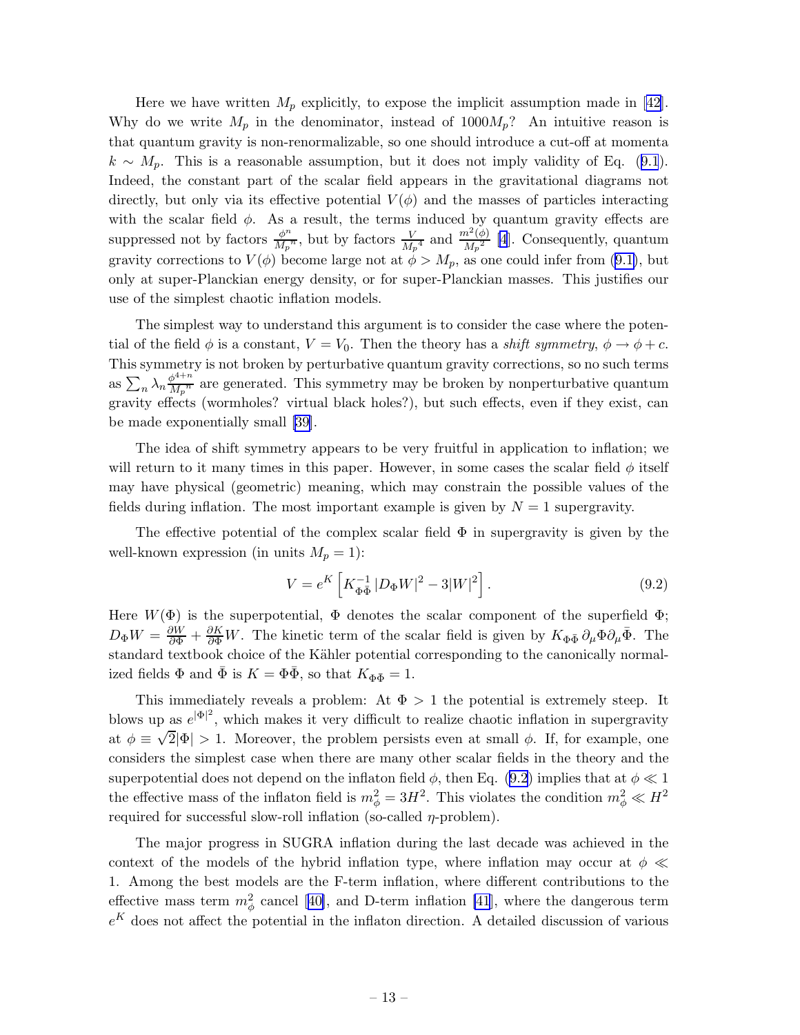Here we have written $M_p$ explicitly, to expose the implicit assumption made in [42]. Why do we write $M_p$ in the denominator, instead of $1000M_p$? An intuitive reason is that quantum gravity is non-renormalizable, so one should introduce a cut-off at momenta $k \sim M_p$. This is a reasonable assumption, but it does not imply validity of Eq. (9.1). Indeed, the constant part of the scalar field appears in the gravitational diagrams not directly, but only via its effective potential $V(\phi)$ and the masses of particles interacting with the scalar field $\phi$. As a result, the terms induced by quantum gravity effects are suppressed not by factors $\frac{\phi^n}{M_p{}^n}$, but by factors $\frac{V}{M_p{}^4}$ and $\frac{m^2(\phi)}{M_p{}^2}$ [4]. Consequently, quantum gravity corrections to $V(\phi)$ become large not at $\phi > M_p$, as one could infer from (9.1), but only at super-Planckian energy density, or for super-Planckian masses. This justifies our use of the simplest chaotic inflation models.

The simplest way to understand this argument is to consider the case where the potential of the field $\phi$ is a constant, $V = V_0$. Then the theory has a *shift symmetry*, $\phi \to \phi + c$. This symmetry is not broken by perturbative quantum gravity corrections, so no such terms as $\sum_n \lambda_n \frac{\phi^{4+n}}{M_p{}^n}$ are generated. This symmetry may be broken by nonperturbative quantum gravity effects (wormholes? virtual black holes?), but such effects, even if they exist, can be made exponentially small [39].

The idea of shift symmetry appears to be very fruitful in application to inflation; we will return to it many times in this paper. However, in some cases the scalar field $\phi$ itself may have physical (geometric) meaning, which may constrain the possible values of the fields during inflation. The most important example is given by $N = 1$ supergravity.

The effective potential of the complex scalar field $\Phi$ in supergravity is given by the well-known expression (in units $M_p = 1$):

$$V = e^K \left[ K^{-1}_{\Phi\bar{\Phi}} \, |D_\Phi W|^2 - 3|W|^2 \right]. \tag{9.2}$$

Here $W(\Phi)$ is the superpotential, $\Phi$ denotes the scalar component of the superfield $\Phi$; $D_\Phi W = \frac{\partial W}{\partial \Phi} + \frac{\partial K}{\partial \Phi} W$. The kinetic term of the scalar field is given by $K_{\Phi\bar{\Phi}} \, \partial_\mu \Phi \partial_\mu \bar{\Phi}$. The standard textbook choice of the Kähler potential corresponding to the canonically normalized fields $\Phi$ and $\bar{\Phi}$ is $K = \Phi\bar{\Phi}$, so that $K_{\Phi\bar{\Phi}} = 1$.

This immediately reveals a problem: At $\Phi > 1$ the potential is extremely steep. It blows up as $e^{|\Phi|^2}$, which makes it very difficult to realize chaotic inflation in supergravity at $\phi \equiv \sqrt{2}|\Phi| > 1$. Moreover, the problem persists even at small $\phi$. If, for example, one considers the simplest case when there are many other scalar fields in the theory and the superpotential does not depend on the inflaton field $\phi$, then Eq. (9.2) implies that at $\phi \ll 1$ the effective mass of the inflaton field is $m_\phi^2 = 3H^2$. This violates the condition $m_\phi^2 \ll H^2$ required for successful slow-roll inflation (so-called $\eta$-problem).

The major progress in SUGRA inflation during the last decade was achieved in the context of the models of the hybrid inflation type, where inflation may occur at $\phi \ll 1$. Among the best models are the F-term inflation, where different contributions to the effective mass term $m_\phi^2$ cancel [40], and D-term inflation [41], where the dangerous term $e^K$ does not affect the potential in the inflaton direction. A detailed discussion of various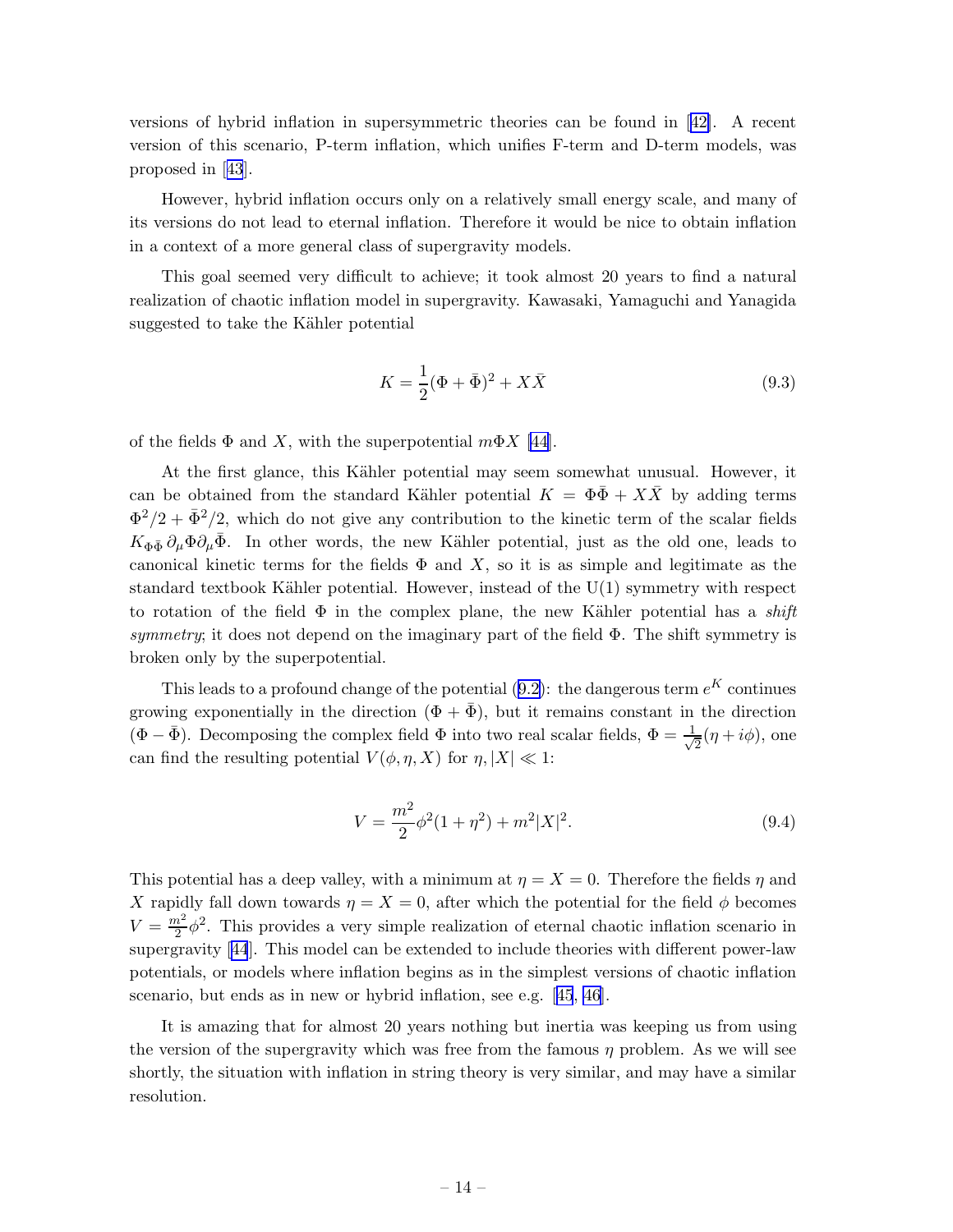versions of hybrid inflation in supersymmetric theories can be found in [42]. A recent version of this scenario, P-term inflation, which unifies F-term and D-term models, was proposed in [43].

However, hybrid inflation occurs only on a relatively small energy scale, and many of its versions do not lead to eternal inflation. Therefore it would be nice to obtain inflation in a context of a more general class of supergravity models.

This goal seemed very difficult to achieve; it took almost 20 years to find a natural realization of chaotic inflation model in supergravity. Kawasaki, Yamaguchi and Yanagida suggested to take the Kähler potential

$$K = \frac{1}{2}(\Phi + \bar{\Phi})^2 + X\bar{X} \tag{9.3}$$

of the fields $\Phi$ and $X$, with the superpotential $m\Phi X$ [44].

At the first glance, this Kähler potential may seem somewhat unusual. However, it can be obtained from the standard Kähler potential $K = \Phi\bar{\Phi} + X\bar{X}$ by adding terms $\Phi^2/2 + \bar{\Phi}^2/2$, which do not give any contribution to the kinetic term of the scalar fields $K_{\Phi\bar{\Phi}}\,\partial_\mu\Phi\partial_\mu\bar{\Phi}$. In other words, the new Kähler potential, just as the old one, leads to canonical kinetic terms for the fields $\Phi$ and $X$, so it is as simple and legitimate as the standard textbook Kähler potential. However, instead of the U(1) symmetry with respect to rotation of the field $\Phi$ in the complex plane, the new Kähler potential has a *shift symmetry*; it does not depend on the imaginary part of the field $\Phi$. The shift symmetry is broken only by the superpotential.

This leads to a profound change of the potential (9.2): the dangerous term $e^K$ continues growing exponentially in the direction $(\Phi + \bar{\Phi})$, but it remains constant in the direction $(\Phi - \bar{\Phi})$. Decomposing the complex field $\Phi$ into two real scalar fields, $\Phi = \frac{1}{\sqrt{2}}(\eta + i\phi)$, one can find the resulting potential $V(\phi, \eta, X)$ for $\eta, |X| \ll 1$:

$$V = \frac{m^2}{2}\phi^2(1+\eta^2) + m^2|X|^2. \tag{9.4}$$

This potential has a deep valley, with a minimum at $\eta = X = 0$. Therefore the fields $\eta$ and $X$ rapidly fall down towards $\eta = X = 0$, after which the potential for the field $\phi$ becomes $V = \frac{m^2}{2}\phi^2$. This provides a very simple realization of eternal chaotic inflation scenario in supergravity [44]. This model can be extended to include theories with different power-law potentials, or models where inflation begins as in the simplest versions of chaotic inflation scenario, but ends as in new or hybrid inflation, see e.g. [45, 46].

It is amazing that for almost 20 years nothing but inertia was keeping us from using the version of the supergravity which was free from the famous $\eta$ problem. As we will see shortly, the situation with inflation in string theory is very similar, and may have a similar resolution.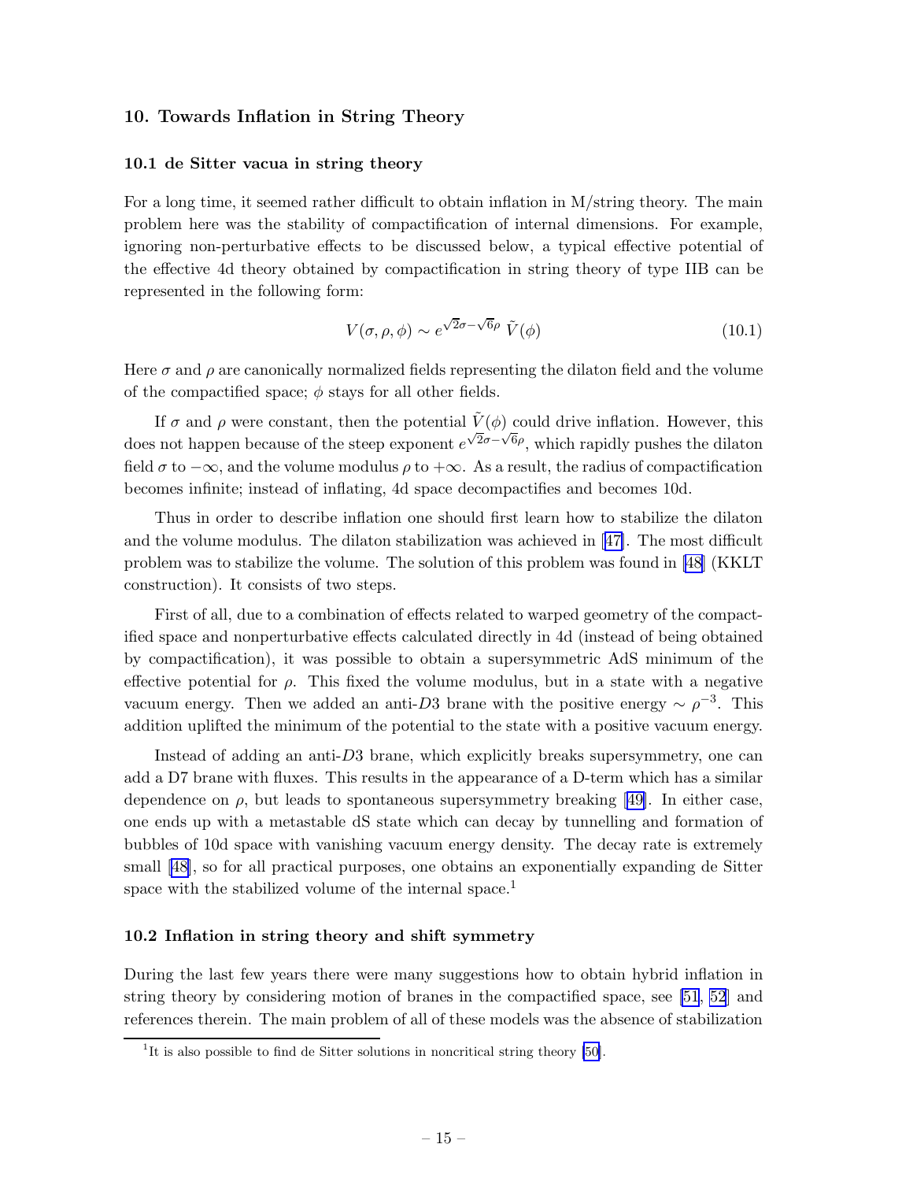## 10. Towards Inflation in String Theory

### 10.1 de Sitter vacua in string theory

For a long time, it seemed rather difficult to obtain inflation in M/string theory. The main problem here was the stability of compactification of internal dimensions. For example, ignoring non-perturbative effects to be discussed below, a typical effective potential of the effective 4d theory obtained by compactification in string theory of type IIB can be represented in the following form:

$$V(\sigma, \rho, \phi) \sim e^{\sqrt{2}\sigma - \sqrt{6}\rho}\, \tilde{V}(\phi) \tag{10.1}$$

Here $\sigma$ and $\rho$ are canonically normalized fields representing the dilaton field and the volume of the compactified space; $\phi$ stays for all other fields.

If $\sigma$ and $\rho$ were constant, then the potential $\tilde{V}(\phi)$ could drive inflation. However, this does not happen because of the steep exponent $e^{\sqrt{2}\sigma - \sqrt{6}\rho}$, which rapidly pushes the dilaton field $\sigma$ to $-\infty$, and the volume modulus $\rho$ to $+\infty$. As a result, the radius of compactification becomes infinite; instead of inflating, 4d space decompactifies and becomes 10d.

Thus in order to describe inflation one should first learn how to stabilize the dilaton and the volume modulus. The dilaton stabilization was achieved in [47]. The most difficult problem was to stabilize the volume. The solution of this problem was found in [48] (KKLT construction). It consists of two steps.

First of all, due to a combination of effects related to warped geometry of the compactified space and nonperturbative effects calculated directly in 4d (instead of being obtained by compactification), it was possible to obtain a supersymmetric AdS minimum of the effective potential for $\rho$. This fixed the volume modulus, but in a state with a negative vacuum energy. Then we added an anti-$D3$ brane with the positive energy $\sim \rho^{-3}$. This addition uplifted the minimum of the potential to the state with a positive vacuum energy.

Instead of adding an anti-$D3$ brane, which explicitly breaks supersymmetry, one can add a D7 brane with fluxes. This results in the appearance of a D-term which has a similar dependence on $\rho$, but leads to spontaneous supersymmetry breaking [49]. In either case, one ends up with a metastable dS state which can decay by tunnelling and formation of bubbles of 10d space with vanishing vacuum energy density. The decay rate is extremely small [48], so for all practical purposes, one obtains an exponentially expanding de Sitter space with the stabilized volume of the internal space.[1]

### 10.2 Inflation in string theory and shift symmetry

During the last few years there were many suggestions how to obtain hybrid inflation in string theory by considering motion of branes in the compactified space, see [51, 52] and references therein. The main problem of all of these models was the absence of stabilization

[1] It is also possible to find de Sitter solutions in noncritical string theory [50].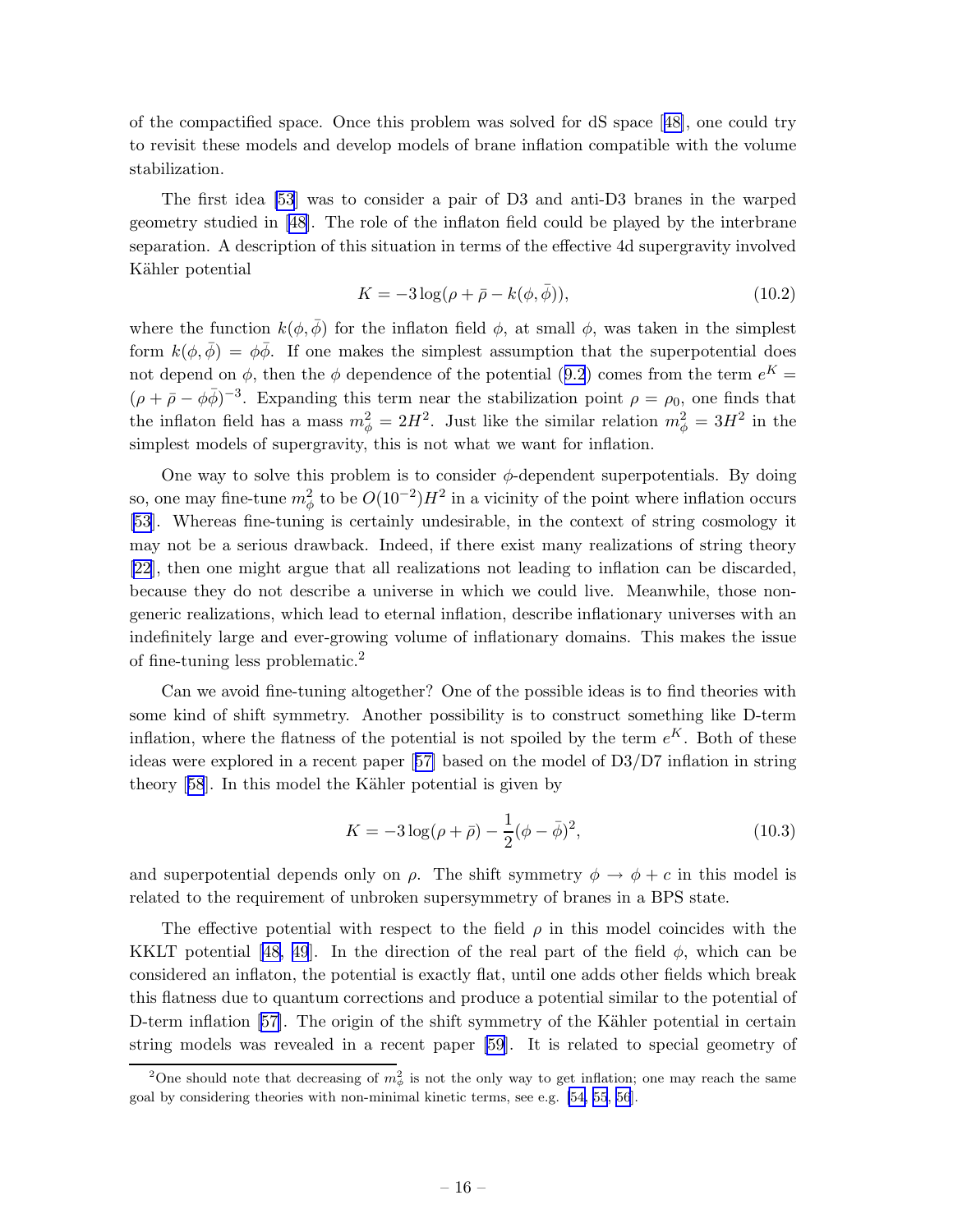of the compactified space. Once this problem was solved for dS space [48], one could try to revisit these models and develop models of brane inflation compatible with the volume stabilization.

The first idea [53] was to consider a pair of D3 and anti-D3 branes in the warped geometry studied in [48]. The role of the inflaton field could be played by the interbrane separation. A description of this situation in terms of the effective 4d supergravity involved Kähler potential

$$K = -3\log(\rho + \bar{\rho} - k(\phi, \bar{\phi})), \tag{10.2}$$

where the function $k(\phi, \bar{\phi})$ for the inflaton field $\phi$, at small $\phi$, was taken in the simplest form $k(\phi, \bar{\phi}) = \phi\bar{\phi}$. If one makes the simplest assumption that the superpotential does not depend on $\phi$, then the $\phi$ dependence of the potential (9.2) comes from the term $e^K = (\rho + \bar{\rho} - \phi\bar{\phi})^{-3}$. Expanding this term near the stabilization point $\rho = \rho_0$, one finds that the inflaton field has a mass $m_\phi^2 = 2H^2$. Just like the similar relation $m_\phi^2 = 3H^2$ in the simplest models of supergravity, this is not what we want for inflation.

One way to solve this problem is to consider $\phi$-dependent superpotentials. By doing so, one may fine-tune $m_\phi^2$ to be $O(10^{-2})H^2$ in a vicinity of the point where inflation occurs [53]. Whereas fine-tuning is certainly undesirable, in the context of string cosmology it may not be a serious drawback. Indeed, if there exist many realizations of string theory [22], then one might argue that all realizations not leading to inflation can be discarded, because they do not describe a universe in which we could live. Meanwhile, those non-generic realizations, which lead to eternal inflation, describe inflationary universes with an indefinitely large and ever-growing volume of inflationary domains. This makes the issue of fine-tuning less problematic.[2]

Can we avoid fine-tuning altogether? One of the possible ideas is to find theories with some kind of shift symmetry. Another possibility is to construct something like D-term inflation, where the flatness of the potential is not spoiled by the term $e^K$. Both of these ideas were explored in a recent paper [57] based on the model of D3/D7 inflation in string theory [58]. In this model the Kähler potential is given by

$$K = -3\log(\rho + \bar{\rho}) - \frac{1}{2}(\phi - \bar{\phi})^2, \tag{10.3}$$

and superpotential depends only on $\rho$. The shift symmetry $\phi \to \phi + c$ in this model is related to the requirement of unbroken supersymmetry of branes in a BPS state.

The effective potential with respect to the field $\rho$ in this model coincides with the KKLT potential [48, 49]. In the direction of the real part of the field $\phi$, which can be considered an inflaton, the potential is exactly flat, until one adds other fields which break this flatness due to quantum corrections and produce a potential similar to the potential of D-term inflation [57]. The origin of the shift symmetry of the Kähler potential in certain string models was revealed in a recent paper [59]. It is related to special geometry of

[2] One should note that decreasing of $m_\phi^2$ is not the only way to get inflation; one may reach the same goal by considering theories with non-minimal kinetic terms, see e.g. [54, 55, 56].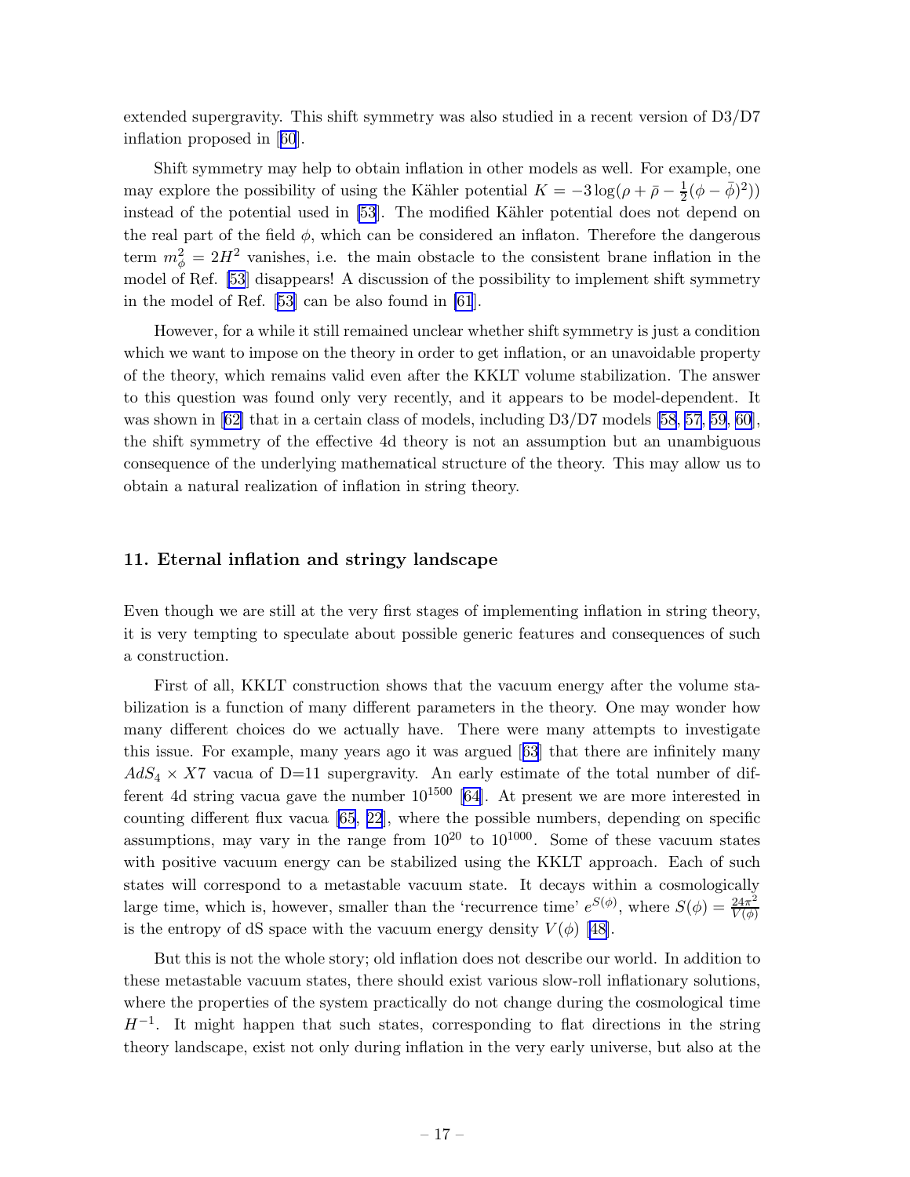extended supergravity. This shift symmetry was also studied in a recent version of D3/D7 inflation proposed in [60].

Shift symmetry may help to obtain inflation in other models as well. For example, one may explore the possibility of using the Kähler potential $K = -3\log(\rho + \bar{\rho} - \frac{1}{2}(\phi - \bar{\phi})^2))$ instead of the potential used in [53]. The modified Kähler potential does not depend on the real part of the field $\phi$, which can be considered an inflaton. Therefore the dangerous term $m_\phi^2 = 2H^2$ vanishes, i.e. the main obstacle to the consistent brane inflation in the model of Ref. [53] disappears! A discussion of the possibility to implement shift symmetry in the model of Ref. [53] can be also found in [61].

However, for a while it still remained unclear whether shift symmetry is just a condition which we want to impose on the theory in order to get inflation, or an unavoidable property of the theory, which remains valid even after the KKLT volume stabilization. The answer to this question was found only very recently, and it appears to be model-dependent. It was shown in [62] that in a certain class of models, including D3/D7 models [58, 57, 59, 60], the shift symmetry of the effective 4d theory is not an assumption but an unambiguous consequence of the underlying mathematical structure of the theory. This may allow us to obtain a natural realization of inflation in string theory.

## 11. Eternal inflation and stringy landscape

Even though we are still at the very first stages of implementing inflation in string theory, it is very tempting to speculate about possible generic features and consequences of such a construction.

First of all, KKLT construction shows that the vacuum energy after the volume stabilization is a function of many different parameters in the theory. One may wonder how many different choices do we actually have. There were many attempts to investigate this issue. For example, many years ago it was argued [63] that there are infinitely many $AdS_4 \times X7$ vacua of D=11 supergravity. An early estimate of the total number of different 4d string vacua gave the number $10^{1500}$ [64]. At present we are more interested in counting different flux vacua [65, 22], where the possible numbers, depending on specific assumptions, may vary in the range from $10^{20}$ to $10^{1000}$. Some of these vacuum states with positive vacuum energy can be stabilized using the KKLT approach. Each of such states will correspond to a metastable vacuum state. It decays within a cosmologically large time, which is, however, smaller than the 'recurrence time' $e^{S(\phi)}$, where $S(\phi) = \frac{24\pi^2}{V(\phi)}$ is the entropy of dS space with the vacuum energy density $V(\phi)$ [48].

But this is not the whole story; old inflation does not describe our world. In addition to these metastable vacuum states, there should exist various slow-roll inflationary solutions, where the properties of the system practically do not change during the cosmological time $H^{-1}$. It might happen that such states, corresponding to flat directions in the string theory landscape, exist not only during inflation in the very early universe, but also at the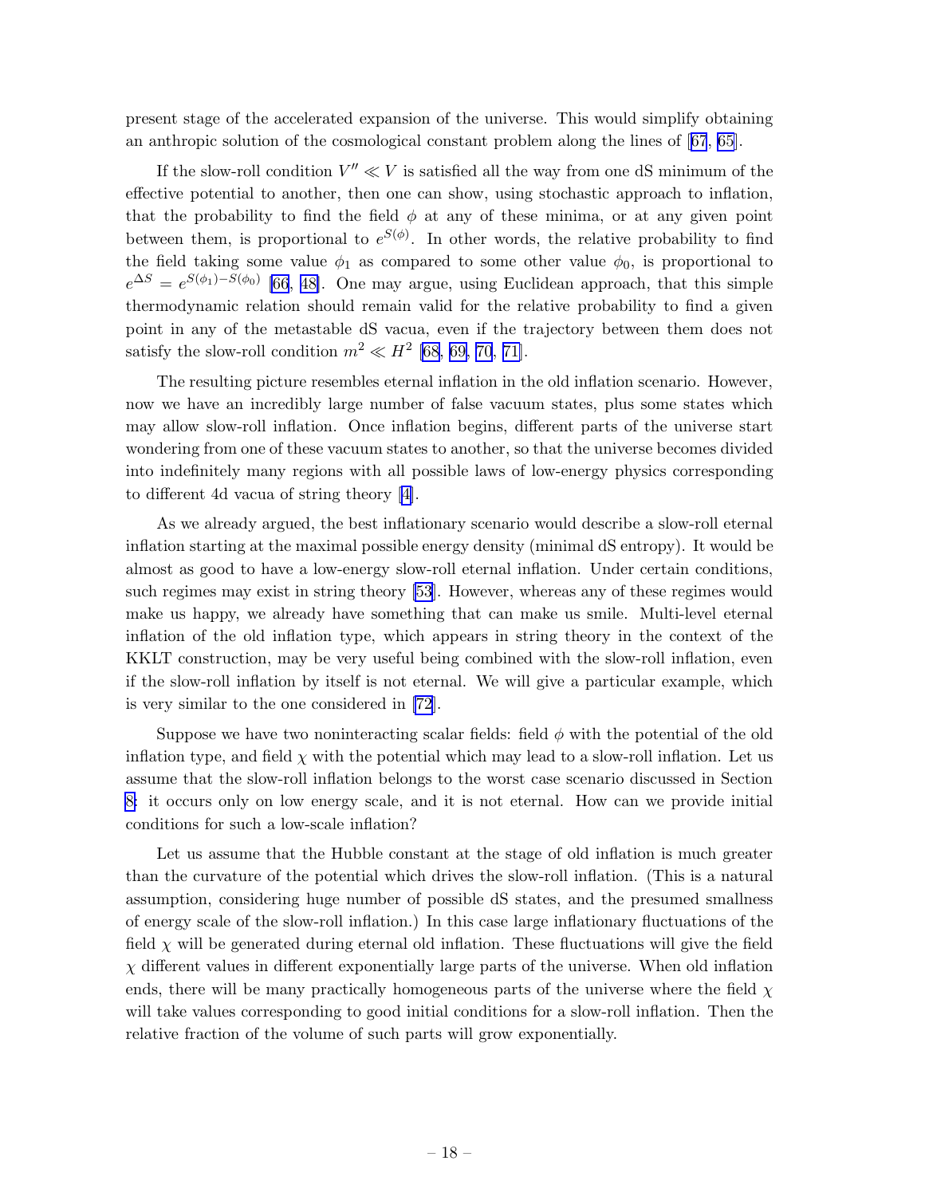present stage of the accelerated expansion of the universe. This would simplify obtaining an anthropic solution of the cosmological constant problem along the lines of [67, 65].

If the slow-roll condition $V'' \ll V$ is satisfied all the way from one dS minimum of the effective potential to another, then one can show, using stochastic approach to inflation, that the probability to find the field $\phi$ at any of these minima, or at any given point between them, is proportional to $e^{S(\phi)}$. In other words, the relative probability to find the field taking some value $\phi_1$ as compared to some other value $\phi_0$, is proportional to $e^{\Delta S} = e^{S(\phi_1)-S(\phi_0)}$ [66, 48]. One may argue, using Euclidean approach, that this simple thermodynamic relation should remain valid for the relative probability to find a given point in any of the metastable dS vacua, even if the trajectory between them does not satisfy the slow-roll condition $m^2 \ll H^2$ [68, 69, 70, 71].

The resulting picture resembles eternal inflation in the old inflation scenario. However, now we have an incredibly large number of false vacuum states, plus some states which may allow slow-roll inflation. Once inflation begins, different parts of the universe start wondering from one of these vacuum states to another, so that the universe becomes divided into indefinitely many regions with all possible laws of low-energy physics corresponding to different 4d vacua of string theory [4].

As we already argued, the best inflationary scenario would describe a slow-roll eternal inflation starting at the maximal possible energy density (minimal dS entropy). It would be almost as good to have a low-energy slow-roll eternal inflation. Under certain conditions, such regimes may exist in string theory [53]. However, whereas any of these regimes would make us happy, we already have something that can make us smile. Multi-level eternal inflation of the old inflation type, which appears in string theory in the context of the KKLT construction, may be very useful being combined with the slow-roll inflation, even if the slow-roll inflation by itself is not eternal. We will give a particular example, which is very similar to the one considered in [72].

Suppose we have two noninteracting scalar fields: field $\phi$ with the potential of the old inflation type, and field $\chi$ with the potential which may lead to a slow-roll inflation. Let us assume that the slow-roll inflation belongs to the worst case scenario discussed in Section 8: it occurs only on low energy scale, and it is not eternal. How can we provide initial conditions for such a low-scale inflation?

Let us assume that the Hubble constant at the stage of old inflation is much greater than the curvature of the potential which drives the slow-roll inflation. (This is a natural assumption, considering huge number of possible dS states, and the presumed smallness of energy scale of the slow-roll inflation.) In this case large inflationary fluctuations of the field $\chi$ will be generated during eternal old inflation. These fluctuations will give the field $\chi$ different values in different exponentially large parts of the universe. When old inflation ends, there will be many practically homogeneous parts of the universe where the field $\chi$ will take values corresponding to good initial conditions for a slow-roll inflation. Then the relative fraction of the volume of such parts will grow exponentially.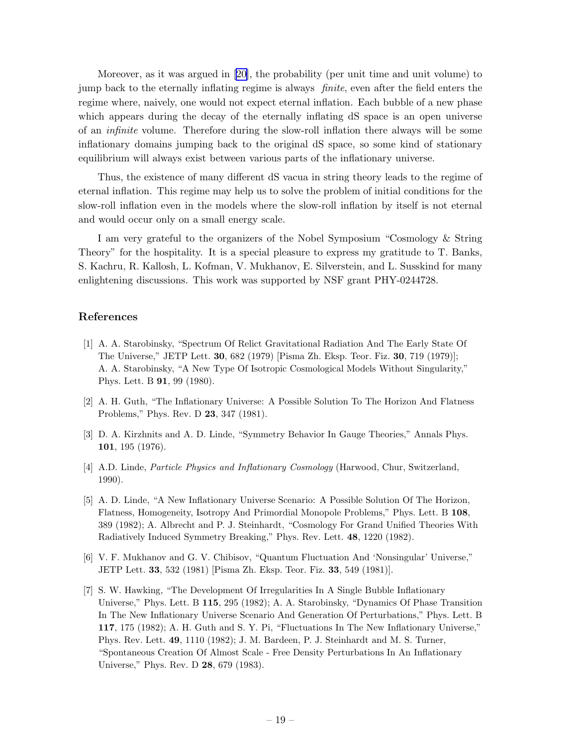Moreover, as it was argued in [20], the probability (per unit time and unit volume) to jump back to the eternally inflating regime is always *finite*, even after the field enters the regime where, naively, one would not expect eternal inflation. Each bubble of a new phase which appears during the decay of the eternally inflating dS space is an open universe of an *infinite* volume. Therefore during the slow-roll inflation there always will be some inflationary domains jumping back to the original dS space, so some kind of stationary equilibrium will always exist between various parts of the inflationary universe.

Thus, the existence of many different dS vacua in string theory leads to the regime of eternal inflation. This regime may help us to solve the problem of initial conditions for the slow-roll inflation even in the models where the slow-roll inflation by itself is not eternal and would occur only on a small energy scale.

I am very grateful to the organizers of the Nobel Symposium "Cosmology & String Theory" for the hospitality. It is a special pleasure to express my gratitude to T. Banks, S. Kachru, R. Kallosh, L. Kofman, V. Mukhanov, E. Silverstein, and L. Susskind for many enlightening discussions. This work was supported by NSF grant PHY-0244728.

## References

[1] A. A. Starobinsky, "Spectrum Of Relict Gravitational Radiation And The Early State Of The Universe," JETP Lett. **30**, 682 (1979) [Pisma Zh. Eksp. Teor. Fiz. **30**, 719 (1979)]; A. A. Starobinsky, "A New Type Of Isotropic Cosmological Models Without Singularity," Phys. Lett. B **91**, 99 (1980).

[2] A. H. Guth, "The Inflationary Universe: A Possible Solution To The Horizon And Flatness Problems," Phys. Rev. D **23**, 347 (1981).

[3] D. A. Kirzhnits and A. D. Linde, "Symmetry Behavior In Gauge Theories," Annals Phys. **101**, 195 (1976).

[4] A.D. Linde, *Particle Physics and Inflationary Cosmology* (Harwood, Chur, Switzerland, 1990).

[5] A. D. Linde, "A New Inflationary Universe Scenario: A Possible Solution Of The Horizon, Flatness, Homogeneity, Isotropy And Primordial Monopole Problems," Phys. Lett. B **108**, 389 (1982); A. Albrecht and P. J. Steinhardt, "Cosmology For Grand Unified Theories With Radiatively Induced Symmetry Breaking," Phys. Rev. Lett. **48**, 1220 (1982).

[6] V. F. Mukhanov and G. V. Chibisov, "Quantum Fluctuation And 'Nonsingular' Universe," JETP Lett. **33**, 532 (1981) [Pisma Zh. Eksp. Teor. Fiz. **33**, 549 (1981)].

[7] S. W. Hawking, "The Development Of Irregularities In A Single Bubble Inflationary Universe," Phys. Lett. B **115**, 295 (1982); A. A. Starobinsky, "Dynamics Of Phase Transition In The New Inflationary Universe Scenario And Generation Of Perturbations," Phys. Lett. B **117**, 175 (1982); A. H. Guth and S. Y. Pi, "Fluctuations In The New Inflationary Universe," Phys. Rev. Lett. **49**, 1110 (1982); J. M. Bardeen, P. J. Steinhardt and M. S. Turner, "Spontaneous Creation Of Almost Scale - Free Density Perturbations In An Inflationary Universe," Phys. Rev. D **28**, 679 (1983).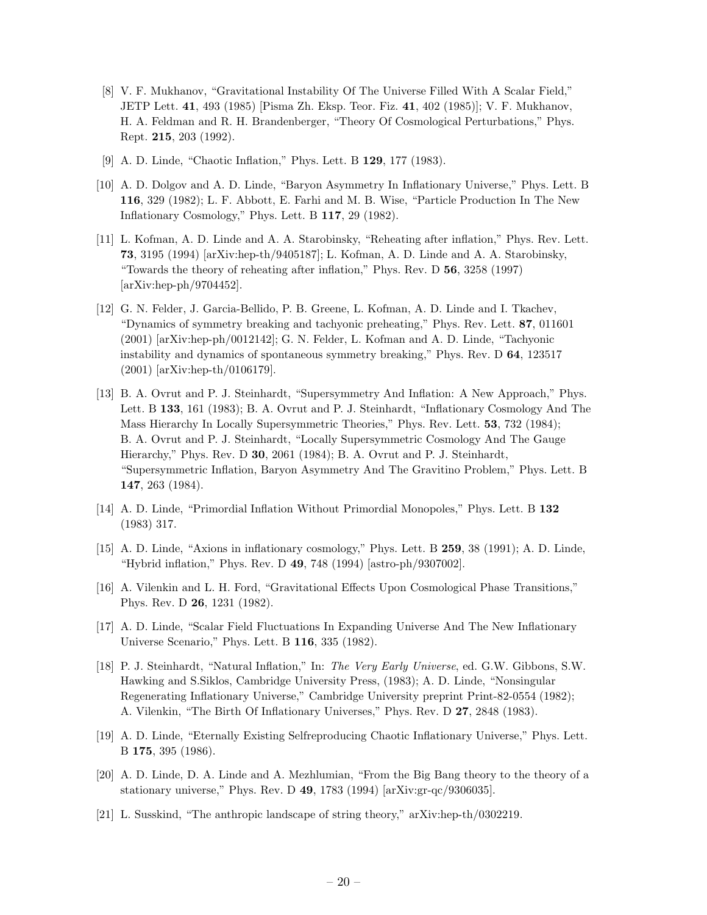[8] V. F. Mukhanov, “Gravitational Instability Of The Universe Filled With A Scalar Field,” JETP Lett. **41**, 493 (1985) [Pisma Zh. Eksp. Teor. Fiz. **41**, 402 (1985)]; V. F. Mukhanov, H. A. Feldman and R. H. Brandenberger, “Theory Of Cosmological Perturbations,” Phys. Rept. **215**, 203 (1992).

[9] A. D. Linde, “Chaotic Inflation,” Phys. Lett. B **129**, 177 (1983).

[10] A. D. Dolgov and A. D. Linde, “Baryon Asymmetry In Inflationary Universe,” Phys. Lett. B **116**, 329 (1982); L. F. Abbott, E. Farhi and M. B. Wise, “Particle Production In The New Inflationary Cosmology,” Phys. Lett. B **117**, 29 (1982).

[11] L. Kofman, A. D. Linde and A. A. Starobinsky, “Reheating after inflation,” Phys. Rev. Lett. **73**, 3195 (1994) [arXiv:hep-th/9405187]; L. Kofman, A. D. Linde and A. A. Starobinsky, “Towards the theory of reheating after inflation,” Phys. Rev. D **56**, 3258 (1997) [arXiv:hep-ph/9704452].

[12] G. N. Felder, J. Garcia-Bellido, P. B. Greene, L. Kofman, A. D. Linde and I. Tkachev, “Dynamics of symmetry breaking and tachyonic preheating,” Phys. Rev. Lett. **87**, 011601 (2001) [arXiv:hep-ph/0012142]; G. N. Felder, L. Kofman and A. D. Linde, “Tachyonic instability and dynamics of spontaneous symmetry breaking,” Phys. Rev. D **64**, 123517 (2001) [arXiv:hep-th/0106179].

[13] B. A. Ovrut and P. J. Steinhardt, “Supersymmetry And Inflation: A New Approach,” Phys. Lett. B **133**, 161 (1983); B. A. Ovrut and P. J. Steinhardt, “Inflationary Cosmology And The Mass Hierarchy In Locally Supersymmetric Theories,” Phys. Rev. Lett. **53**, 732 (1984); B. A. Ovrut and P. J. Steinhardt, “Locally Supersymmetric Cosmology And The Gauge Hierarchy,” Phys. Rev. D **30**, 2061 (1984); B. A. Ovrut and P. J. Steinhardt, “Supersymmetric Inflation, Baryon Asymmetry And The Gravitino Problem,” Phys. Lett. B **147**, 263 (1984).

[14] A. D. Linde, “Primordial Inflation Without Primordial Monopoles,” Phys. Lett. B **132** (1983) 317.

[15] A. D. Linde, “Axions in inflationary cosmology,” Phys. Lett. B **259**, 38 (1991); A. D. Linde, “Hybrid inflation,” Phys. Rev. D **49**, 748 (1994) [astro-ph/9307002].

[16] A. Vilenkin and L. H. Ford, “Gravitational Effects Upon Cosmological Phase Transitions,” Phys. Rev. D **26**, 1231 (1982).

[17] A. D. Linde, “Scalar Field Fluctuations In Expanding Universe And The New Inflationary Universe Scenario,” Phys. Lett. B **116**, 335 (1982).

[18] P. J. Steinhardt, “Natural Inflation,” In: *The Very Early Universe*, ed. G.W. Gibbons, S.W. Hawking and S.Siklos, Cambridge University Press, (1983); A. D. Linde, “Nonsingular Regenerating Inflationary Universe,” Cambridge University preprint Print-82-0554 (1982); A. Vilenkin, “The Birth Of Inflationary Universes,” Phys. Rev. D **27**, 2848 (1983).

[19] A. D. Linde, “Eternally Existing Selfreproducing Chaotic Inflationary Universe,” Phys. Lett. B **175**, 395 (1986).

[20] A. D. Linde, D. A. Linde and A. Mezhlumian, “From the Big Bang theory to the theory of a stationary universe,” Phys. Rev. D **49**, 1783 (1994) [arXiv:gr-qc/9306035].

[21] L. Susskind, “The anthropic landscape of string theory,” arXiv:hep-th/0302219.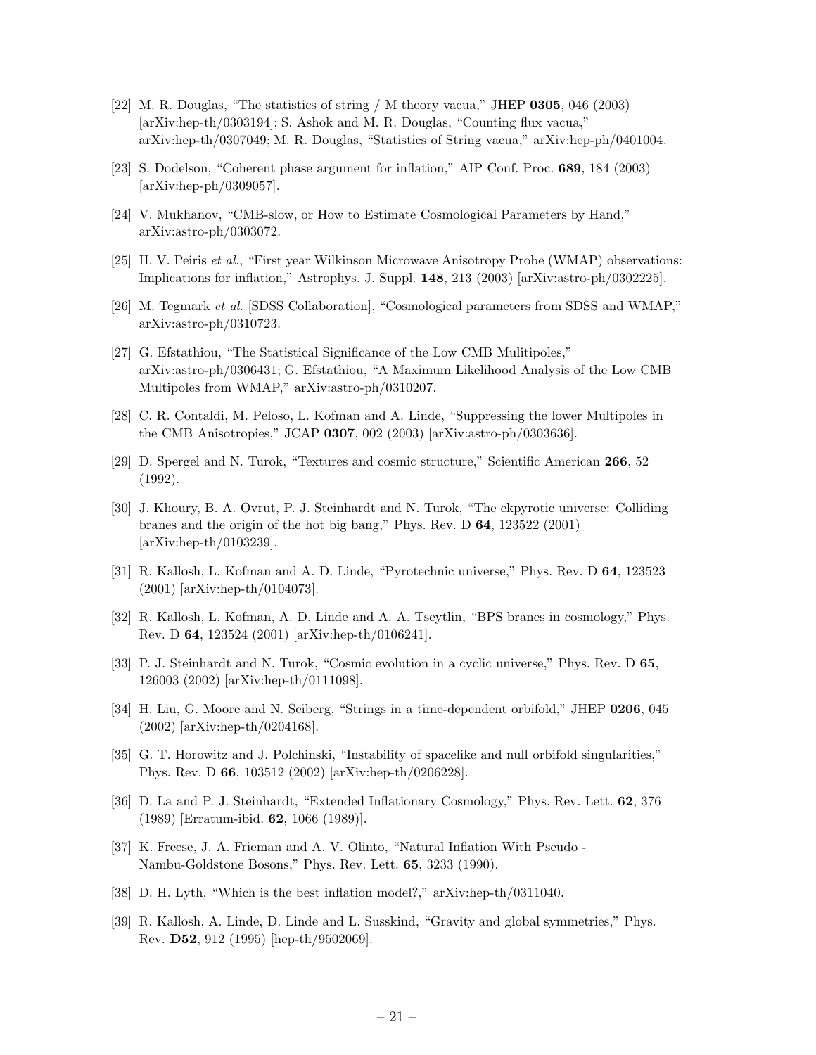[22] M. R. Douglas, "The statistics of string / M theory vacua," JHEP **0305**, 046 (2003) [arXiv:hep-th/0303194]; S. Ashok and M. R. Douglas, "Counting flux vacua," arXiv:hep-th/0307049; M. R. Douglas, "Statistics of String vacua," arXiv:hep-ph/0401004.

[23] S. Dodelson, "Coherent phase argument for inflation," AIP Conf. Proc. **689**, 184 (2003) [arXiv:hep-ph/0309057].

[24] V. Mukhanov, "CMB-slow, or How to Estimate Cosmological Parameters by Hand," arXiv:astro-ph/0303072.

[25] H. V. Peiris *et al.*, "First year Wilkinson Microwave Anisotropy Probe (WMAP) observations: Implications for inflation," Astrophys. J. Suppl. **148**, 213 (2003) [arXiv:astro-ph/0302225].

[26] M. Tegmark *et al.* [SDSS Collaboration], "Cosmological parameters from SDSS and WMAP," arXiv:astro-ph/0310723.

[27] G. Efstathiou, "The Statistical Significance of the Low CMB Mulitipoles," arXiv:astro-ph/0306431; G. Efstathiou, "A Maximum Likelihood Analysis of the Low CMB Multipoles from WMAP," arXiv:astro-ph/0310207.

[28] C. R. Contaldi, M. Peloso, L. Kofman and A. Linde, "Suppressing the lower Multipoles in the CMB Anisotropies," JCAP **0307**, 002 (2003) [arXiv:astro-ph/0303636].

[29] D. Spergel and N. Turok, "Textures and cosmic structure," Scientific American **266**, 52 (1992).

[30] J. Khoury, B. A. Ovrut, P. J. Steinhardt and N. Turok, "The ekpyrotic universe: Colliding branes and the origin of the hot big bang," Phys. Rev. D **64**, 123522 (2001) [arXiv:hep-th/0103239].

[31] R. Kallosh, L. Kofman and A. D. Linde, "Pyrotechnic universe," Phys. Rev. D **64**, 123523 (2001) [arXiv:hep-th/0104073].

[32] R. Kallosh, L. Kofman, A. D. Linde and A. A. Tseytlin, "BPS branes in cosmology," Phys. Rev. D **64**, 123524 (2001) [arXiv:hep-th/0106241].

[33] P. J. Steinhardt and N. Turok, "Cosmic evolution in a cyclic universe," Phys. Rev. D **65**, 126003 (2002) [arXiv:hep-th/0111098].

[34] H. Liu, G. Moore and N. Seiberg, "Strings in a time-dependent orbifold," JHEP **0206**, 045 (2002) [arXiv:hep-th/0204168].

[35] G. T. Horowitz and J. Polchinski, "Instability of spacelike and null orbifold singularities," Phys. Rev. D **66**, 103512 (2002) [arXiv:hep-th/0206228].

[36] D. La and P. J. Steinhardt, "Extended Inflationary Cosmology," Phys. Rev. Lett. **62**, 376 (1989) [Erratum-ibid. **62**, 1066 (1989)].

[37] K. Freese, J. A. Frieman and A. V. Olinto, "Natural Inflation With Pseudo - Nambu-Goldstone Bosons," Phys. Rev. Lett. **65**, 3233 (1990).

[38] D. H. Lyth, "Which is the best inflation model?," arXiv:hep-th/0311040.

[39] R. Kallosh, A. Linde, D. Linde and L. Susskind, "Gravity and global symmetries," Phys. Rev. **D52**, 912 (1995) [hep-th/9502069].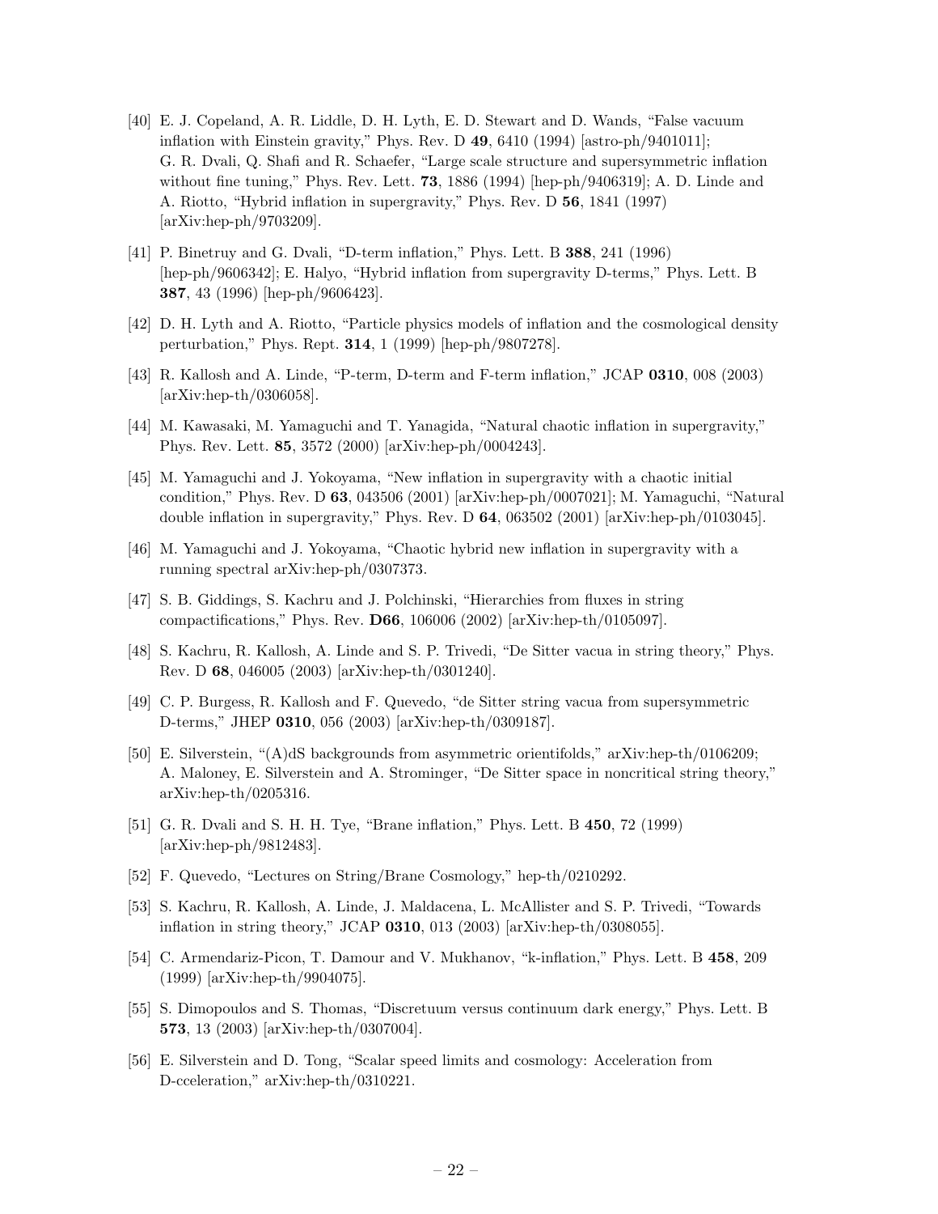[40] E. J. Copeland, A. R. Liddle, D. H. Lyth, E. D. Stewart and D. Wands, "False vacuum inflation with Einstein gravity," Phys. Rev. D **49**, 6410 (1994) [astro-ph/9401011]; G. R. Dvali, Q. Shafi and R. Schaefer, "Large scale structure and supersymmetric inflation without fine tuning," Phys. Rev. Lett. **73**, 1886 (1994) [hep-ph/9406319]; A. D. Linde and A. Riotto, "Hybrid inflation in supergravity," Phys. Rev. D **56**, 1841 (1997) [arXiv:hep-ph/9703209].

[41] P. Binetruy and G. Dvali, "D-term inflation," Phys. Lett. B **388**, 241 (1996) [hep-ph/9606342]; E. Halyo, "Hybrid inflation from supergravity D-terms," Phys. Lett. B **387**, 43 (1996) [hep-ph/9606423].

[42] D. H. Lyth and A. Riotto, "Particle physics models of inflation and the cosmological density perturbation," Phys. Rept. **314**, 1 (1999) [hep-ph/9807278].

[43] R. Kallosh and A. Linde, "P-term, D-term and F-term inflation," JCAP **0310**, 008 (2003) [arXiv:hep-th/0306058].

[44] M. Kawasaki, M. Yamaguchi and T. Yanagida, "Natural chaotic inflation in supergravity," Phys. Rev. Lett. **85**, 3572 (2000) [arXiv:hep-ph/0004243].

[45] M. Yamaguchi and J. Yokoyama, "New inflation in supergravity with a chaotic initial condition," Phys. Rev. D **63**, 043506 (2001) [arXiv:hep-ph/0007021]; M. Yamaguchi, "Natural double inflation in supergravity," Phys. Rev. D **64**, 063502 (2001) [arXiv:hep-ph/0103045].

[46] M. Yamaguchi and J. Yokoyama, "Chaotic hybrid new inflation in supergravity with a running spectral arXiv:hep-ph/0307373.

[47] S. B. Giddings, S. Kachru and J. Polchinski, "Hierarchies from fluxes in string compactifications," Phys. Rev. **D66**, 106006 (2002) [arXiv:hep-th/0105097].

[48] S. Kachru, R. Kallosh, A. Linde and S. P. Trivedi, "De Sitter vacua in string theory," Phys. Rev. D **68**, 046005 (2003) [arXiv:hep-th/0301240].

[49] C. P. Burgess, R. Kallosh and F. Quevedo, "de Sitter string vacua from supersymmetric D-terms," JHEP **0310**, 056 (2003) [arXiv:hep-th/0309187].

[50] E. Silverstein, "(A)dS backgrounds from asymmetric orientifolds," arXiv:hep-th/0106209; A. Maloney, E. Silverstein and A. Strominger, "De Sitter space in noncritical string theory," arXiv:hep-th/0205316.

[51] G. R. Dvali and S. H. H. Tye, "Brane inflation," Phys. Lett. B **450**, 72 (1999) [arXiv:hep-ph/9812483].

[52] F. Quevedo, "Lectures on String/Brane Cosmology," hep-th/0210292.

[53] S. Kachru, R. Kallosh, A. Linde, J. Maldacena, L. McAllister and S. P. Trivedi, "Towards inflation in string theory," JCAP **0310**, 013 (2003) [arXiv:hep-th/0308055].

[54] C. Armendariz-Picon, T. Damour and V. Mukhanov, "k-inflation," Phys. Lett. B **458**, 209 (1999) [arXiv:hep-th/9904075].

[55] S. Dimopoulos and S. Thomas, "Discretuum versus continuum dark energy," Phys. Lett. B **573**, 13 (2003) [arXiv:hep-th/0307004].

[56] E. Silverstein and D. Tong, "Scalar speed limits and cosmology: Acceleration from D-cceleration," arXiv:hep-th/0310221.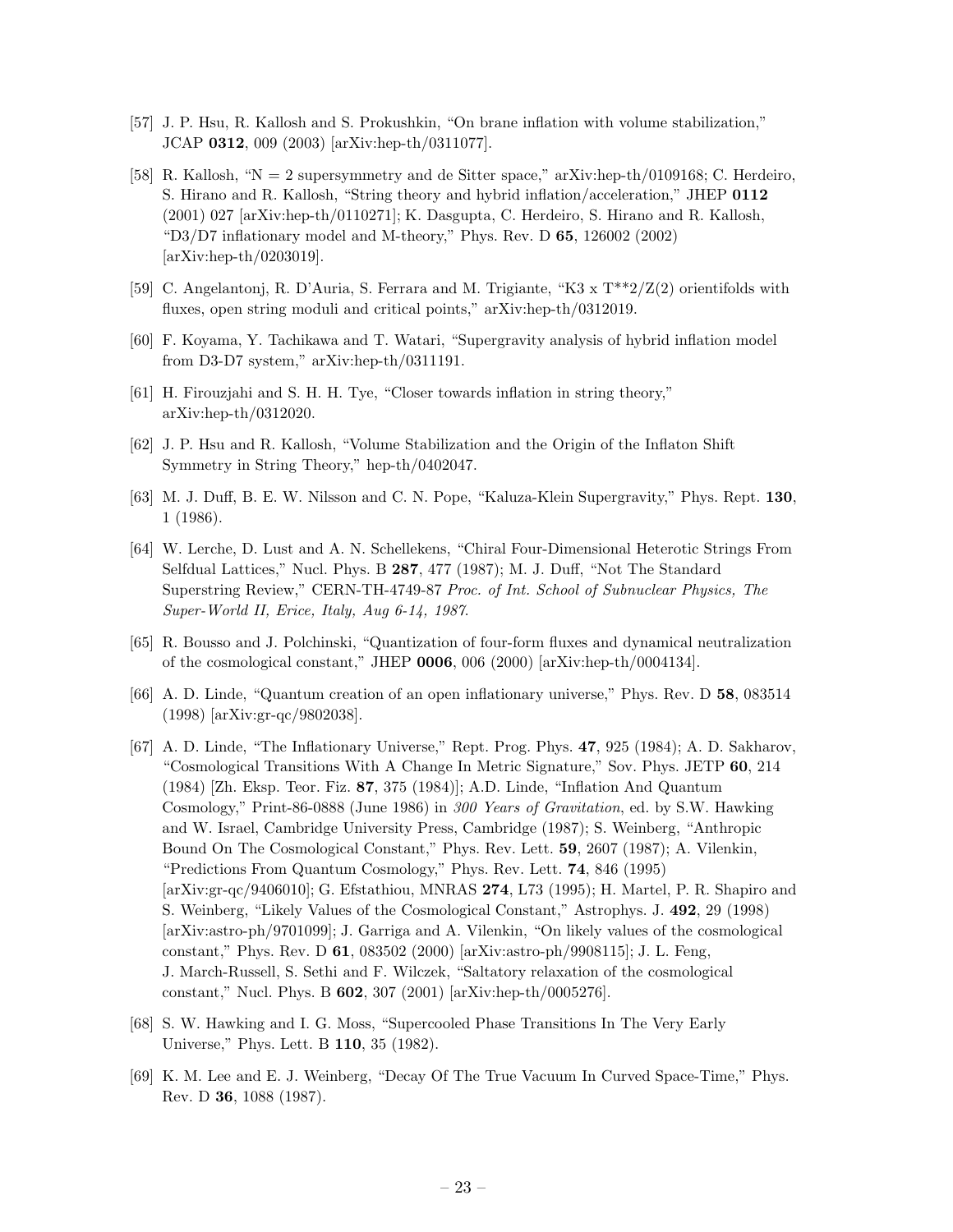[57] J. P. Hsu, R. Kallosh and S. Prokushkin, "On brane inflation with volume stabilization," JCAP **0312**, 009 (2003) [arXiv:hep-th/0311077].

[58] R. Kallosh, "N = 2 supersymmetry and de Sitter space," arXiv:hep-th/0109168; C. Herdeiro, S. Hirano and R. Kallosh, "String theory and hybrid inflation/acceleration," JHEP **0112** (2001) 027 [arXiv:hep-th/0110271]; K. Dasgupta, C. Herdeiro, S. Hirano and R. Kallosh, "D3/D7 inflationary model and M-theory," Phys. Rev. D **65**, 126002 (2002) [arXiv:hep-th/0203019].

[59] C. Angelantonj, R. D'Auria, S. Ferrara and M. Trigiante, "K3 x T**2/Z(2) orientifolds with fluxes, open string moduli and critical points," arXiv:hep-th/0312019.

[60] F. Koyama, Y. Tachikawa and T. Watari, "Supergravity analysis of hybrid inflation model from D3-D7 system," arXiv:hep-th/0311191.

[61] H. Firouzjahi and S. H. H. Tye, "Closer towards inflation in string theory," arXiv:hep-th/0312020.

[62] J. P. Hsu and R. Kallosh, "Volume Stabilization and the Origin of the Inflaton Shift Symmetry in String Theory," hep-th/0402047.

[63] M. J. Duff, B. E. W. Nilsson and C. N. Pope, "Kaluza-Klein Supergravity," Phys. Rept. **130**, 1 (1986).

[64] W. Lerche, D. Lust and A. N. Schellekens, "Chiral Four-Dimensional Heterotic Strings From Selfdual Lattices," Nucl. Phys. B **287**, 477 (1987); M. J. Duff, "Not The Standard Superstring Review," CERN-TH-4749-87 *Proc. of Int. School of Subnuclear Physics, The Super-World II, Erice, Italy, Aug 6-14, 1987*.

[65] R. Bousso and J. Polchinski, "Quantization of four-form fluxes and dynamical neutralization of the cosmological constant," JHEP **0006**, 006 (2000) [arXiv:hep-th/0004134].

[66] A. D. Linde, "Quantum creation of an open inflationary universe," Phys. Rev. D **58**, 083514 (1998) [arXiv:gr-qc/9802038].

[67] A. D. Linde, "The Inflationary Universe," Rept. Prog. Phys. **47**, 925 (1984); A. D. Sakharov, "Cosmological Transitions With A Change In Metric Signature," Sov. Phys. JETP **60**, 214 (1984) [Zh. Eksp. Teor. Fiz. **87**, 375 (1984)]; A.D. Linde, "Inflation And Quantum Cosmology," Print-86-0888 (June 1986) in *300 Years of Gravitation*, ed. by S.W. Hawking and W. Israel, Cambridge University Press, Cambridge (1987); S. Weinberg, "Anthropic Bound On The Cosmological Constant," Phys. Rev. Lett. **59**, 2607 (1987); A. Vilenkin, "Predictions From Quantum Cosmology," Phys. Rev. Lett. **74**, 846 (1995) [arXiv:gr-qc/9406010]; G. Efstathiou, MNRAS **274**, L73 (1995); H. Martel, P. R. Shapiro and S. Weinberg, "Likely Values of the Cosmological Constant," Astrophys. J. **492**, 29 (1998) [arXiv:astro-ph/9701099]; J. Garriga and A. Vilenkin, "On likely values of the cosmological constant," Phys. Rev. D **61**, 083502 (2000) [arXiv:astro-ph/9908115]; J. L. Feng, J. March-Russell, S. Sethi and F. Wilczek, "Saltatory relaxation of the cosmological constant," Nucl. Phys. B **602**, 307 (2001) [arXiv:hep-th/0005276].

[68] S. W. Hawking and I. G. Moss, "Supercooled Phase Transitions In The Very Early Universe," Phys. Lett. B **110**, 35 (1982).

[69] K. M. Lee and E. J. Weinberg, "Decay Of The True Vacuum In Curved Space-Time," Phys. Rev. D **36**, 1088 (1987).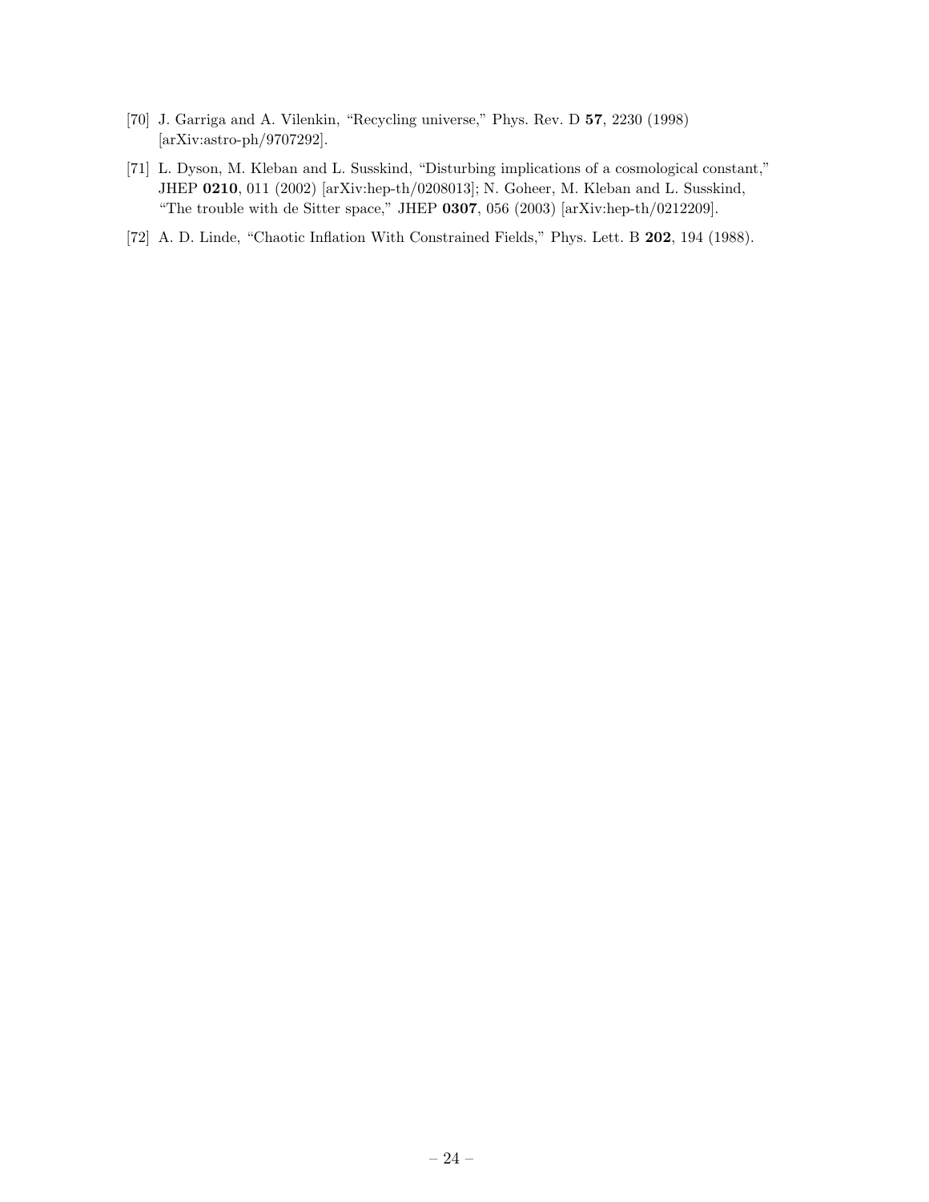[70] J. Garriga and A. Vilenkin, "Recycling universe," Phys. Rev. D **57**, 2230 (1998) [arXiv:astro-ph/9707292].

[71] L. Dyson, M. Kleban and L. Susskind, "Disturbing implications of a cosmological constant," JHEP **0210**, 011 (2002) [arXiv:hep-th/0208013]; N. Goheer, M. Kleban and L. Susskind, "The trouble with de Sitter space," JHEP **0307**, 056 (2003) [arXiv:hep-th/0212209].

[72] A. D. Linde, "Chaotic Inflation With Constrained Fields," Phys. Lett. B **202**, 194 (1988).